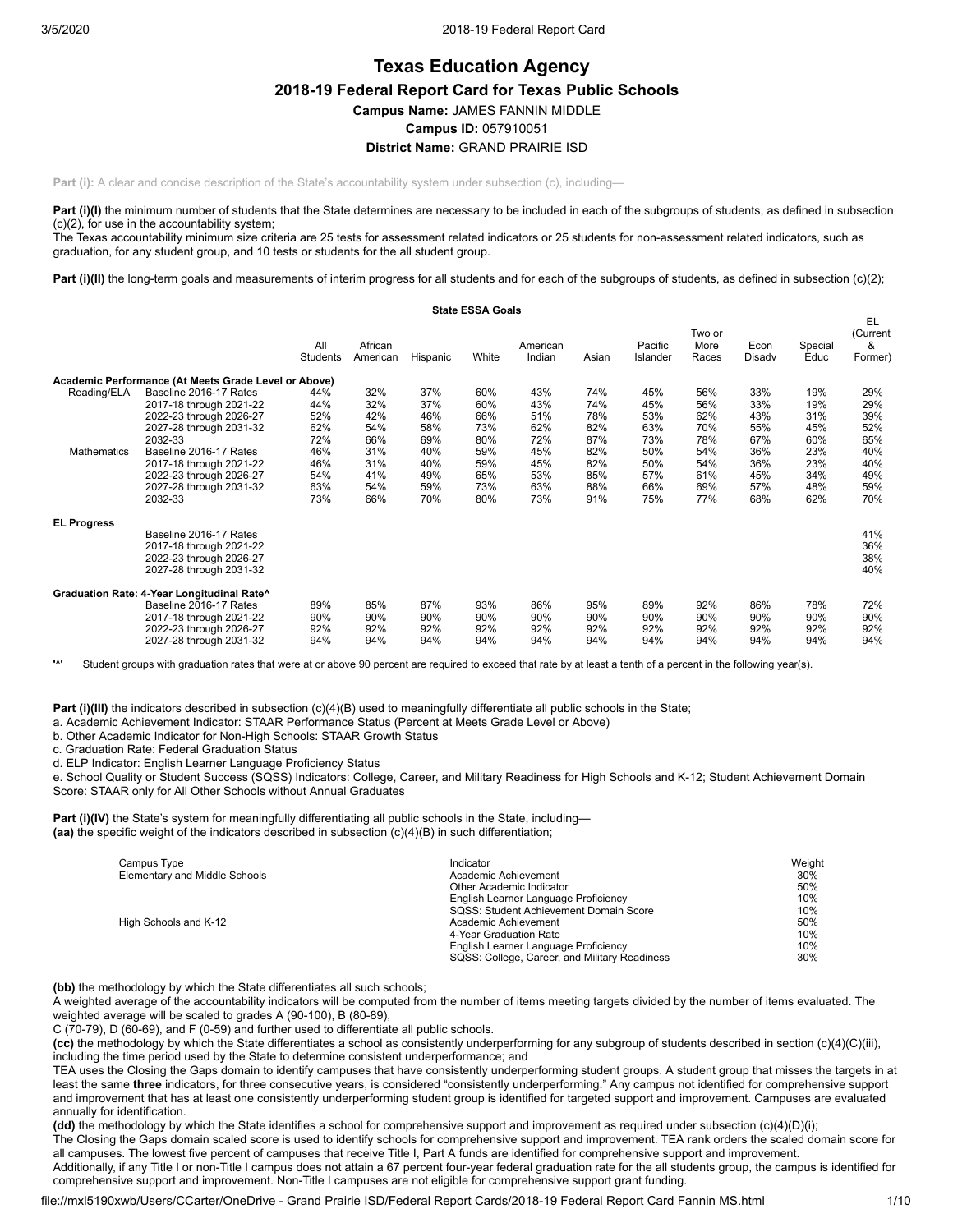# Texas Education Agency

## 2018-19 Federal Report Card for Texas Public Schools

**Campus Name:** JAMES FANNIN MIDDLE

**Campus ID:** 057910051

**District Name:** GRAND PRAIRIE ISD

**Part (i):** A clear and concise description of the State's accountability system under subsection (c), including—

**Part (i)(I)** the minimum number of students that the State determines are necessary to be included in each of the subgroups of students, as defined in subsection (c)(2), for use in the accountability system;
The Texas accountability minimum size criteria are 25 tests for assessment related indicators or 25 students for non-assessment related indicators, such as graduation, for any student group, and 10 tests or students for the all student group.

**Part (i)(II)** the long-term goals and measurements of interim progress for all students and for each of the subgroups of students, as defined in subsection (c)(2);

**State ESSA Goals**

| | | All Students | African American | Hispanic | White | American Indian | Asian | Pacific Islander | Two or More Races | Econ Disadv | Special Educ | EL (Current & Former) |
|---|---|---|---|---|---|---|---|---|---|---|---|---|
| **Academic Performance (At Meets Grade Level or Above)** | | | | | | | | | | | | |
| Reading/ELA | Baseline 2016-17 Rates | 44% | 32% | 37% | 60% | 43% | 74% | 45% | 56% | 33% | 19% | 29% |
| | 2017-18 through 2021-22 | 44% | 32% | 37% | 60% | 43% | 74% | 45% | 56% | 33% | 19% | 29% |
| | 2022-23 through 2026-27 | 52% | 42% | 46% | 66% | 51% | 78% | 53% | 62% | 43% | 31% | 39% |
| | 2027-28 through 2031-32 | 62% | 54% | 58% | 73% | 62% | 82% | 63% | 70% | 55% | 45% | 52% |
| | 2032-33 | 72% | 66% | 69% | 80% | 72% | 87% | 73% | 78% | 67% | 60% | 65% |
| Mathematics | Baseline 2016-17 Rates | 46% | 31% | 40% | 59% | 45% | 82% | 50% | 54% | 36% | 23% | 40% |
| | 2017-18 through 2021-22 | 46% | 31% | 40% | 59% | 45% | 82% | 50% | 54% | 36% | 23% | 40% |
| | 2022-23 through 2026-27 | 54% | 41% | 49% | 65% | 53% | 85% | 57% | 61% | 45% | 34% | 49% |
| | 2027-28 through 2031-32 | 63% | 54% | 59% | 73% | 63% | 88% | 66% | 69% | 57% | 48% | 59% |
| | 2032-33 | 73% | 66% | 70% | 80% | 73% | 91% | 75% | 77% | 68% | 62% | 70% |
| **EL Progress** | | | | | | | | | | | | |
| | Baseline 2016-17 Rates | | | | | | | | | | | 41% |
| | 2017-18 through 2021-22 | | | | | | | | | | | 36% |
| | 2022-23 through 2026-27 | | | | | | | | | | | 38% |
| | 2027-28 through 2031-32 | | | | | | | | | | | 40% |
| **Graduation Rate: 4-Year Longitudinal Rate^** | | | | | | | | | | | | |
| | Baseline 2016-17 Rates | 89% | 85% | 87% | 93% | 86% | 95% | 89% | 92% | 86% | 78% | 72% |
| | 2017-18 through 2021-22 | 90% | 90% | 90% | 90% | 90% | 90% | 90% | 90% | 90% | 90% | 90% |
| | 2022-23 through 2026-27 | 92% | 92% | 92% | 92% | 92% | 92% | 92% | 92% | 92% | 92% | 92% |
| | 2027-28 through 2031-32 | 94% | 94% | 94% | 94% | 94% | 94% | 94% | 94% | 94% | 94% | 94% |

'^' Student groups with graduation rates that were at or above 90 percent are required to exceed that rate by at least a tenth of a percent in the following year(s).

**Part (i)(III)** the indicators described in subsection (c)(4)(B) used to meaningfully differentiate all public schools in the State;
a. Academic Achievement Indicator: STAAR Performance Status (Percent at Meets Grade Level or Above)
b. Other Academic Indicator for Non-High Schools: STAAR Growth Status
c. Graduation Rate: Federal Graduation Status
d. ELP Indicator: English Learner Language Proficiency Status
e. School Quality or Student Success (SQSS) Indicators: College, Career, and Military Readiness for High Schools and K-12; Student Achievement Domain Score: STAAR only for All Other Schools without Annual Graduates

**Part (i)(IV)** the State's system for meaningfully differentiating all public schools in the State, including—
**(aa)** the specific weight of the indicators described in subsection (c)(4)(B) in such differentiation;

| Campus Type | Indicator | Weight |
|---|---|---|
| Elementary and Middle Schools | Academic Achievement | 30% |
| | Other Academic Indicator | 50% |
| | English Learner Language Proficiency | 10% |
| | SQSS: Student Achievement Domain Score | 10% |
| High Schools and K-12 | Academic Achievement | 50% |
| | 4-Year Graduation Rate | 10% |
| | English Learner Language Proficiency | 10% |
| | SQSS: College, Career, and Military Readiness | 30% |

**(bb)** the methodology by which the State differentiates all such schools;
A weighted average of the accountability indicators will be computed from the number of items meeting targets divided by the number of items evaluated. The weighted average will be scaled to grades A (90-100), B (80-89), C (70-79), D (60-69), and F (0-59) and further used to differentiate all public schools.
**(cc)** the methodology by which the State differentiates a school as consistently underperforming for any subgroup of students described in section (c)(4)(C)(iii), including the time period used by the State to determine consistent underperformance; and
TEA uses the Closing the Gaps domain to identify campuses that have consistently underperforming student groups. A student group that misses the targets in at least the same **three** indicators, for three consecutive years, is considered "consistently underperforming." Any campus not identified for comprehensive support and improvement that has at least one consistently underperforming student group is identified for targeted support and improvement. Campuses are evaluated annually for identification.
**(dd)** the methodology by which the State identifies a school for comprehensive support and improvement as required under subsection (c)(4)(D)(i);
The Closing the Gaps domain scaled score is used to identify schools for comprehensive support and improvement. TEA rank orders the scaled domain score for all campuses. The lowest five percent of campuses that receive Title I, Part A funds are identified for comprehensive support and improvement.
Additionally, if any Title I or non-Title I campus does not attain a 67 percent four-year federal graduation rate for the all students group, the campus is identified for comprehensive support and improvement. Non-Title I campuses are not eligible for comprehensive support grant funding.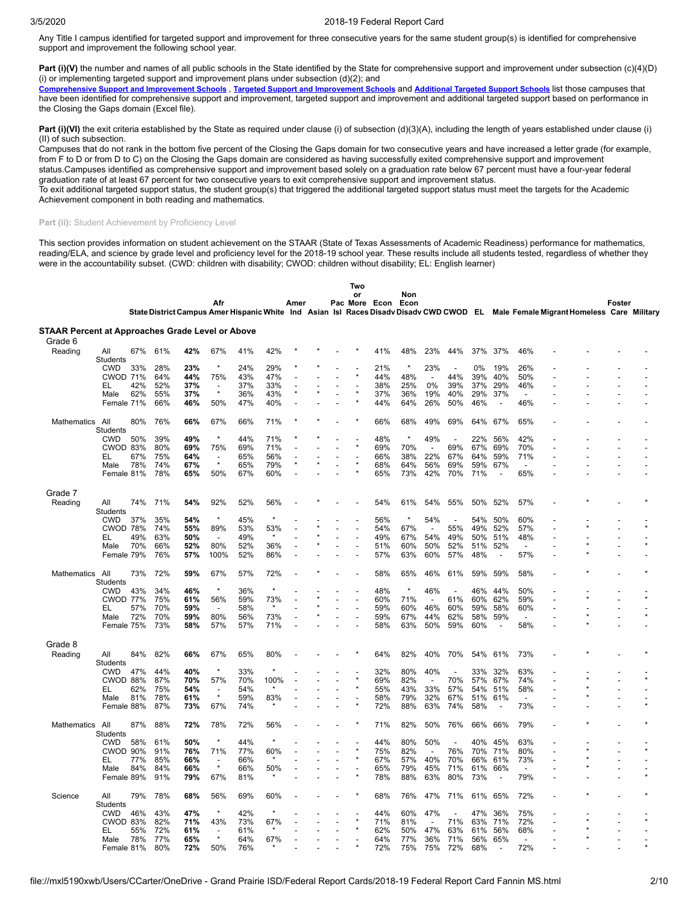Any Title I campus identified for targeted support and improvement for three consecutive years for the same student group(s) is identified for comprehensive support and improvement the following school year.

**Part (i)(V)** the number and names of all public schools in the State identified by the State for comprehensive support and improvement under subsection (c)(4)(D)(i) or implementing targeted support and improvement plans under subsection (d)(2); and

**Comprehensive Support and Improvement Schools** , **Targeted Support and Improvement Schools** and **Additional Targeted Support Schools** list those campuses that have been identified for comprehensive support and improvement, targeted support and improvement and additional targeted support based on performance in the Closing the Gaps domain (Excel file).

**Part (i)(VI)** the exit criteria established by the State as required under clause (i) of subsection (d)(3)(A), including the length of years established under clause (i)(II) of such subsection.

Campuses that do not rank in the bottom five percent of the Closing the Gaps domain for two consecutive years and have increased a letter grade (for example, from F to D or from D to C) on the Closing the Gaps domain are considered as having successfully exited comprehensive support and improvement status.Campuses identified as comprehensive support and improvement based solely on a graduation rate below 67 percent must have a four-year federal graduation rate of at least 67 percent for two consecutive years to exit comprehensive support and improvement status.

To exit additional targeted support status, the student group(s) that triggered the additional targeted support status must meet the targets for the Academic Achievement component in both reading and mathematics.

**Part (ii):** Student Achievement by Proficiency Level

This section provides information on student achievement on the STAAR (State of Texas Assessments of Academic Readiness) performance for mathematics, reading/ELA, and science by grade level and proficiency level for the 2018-19 school year. These results include all students tested, regardless of whether they were in the accountability subset. (CWD: children with disability; CWOD: children without disability; EL: English learner)

**STAAR Percent at Approaches Grade Level or Above**

| | | State | District | Campus | Afr Amer | Hispanic | White | Amer Ind | Asian | Pac Isl | Two or More Races | Econ Disadv | Non Econ Disadv | CWD | CWOD | EL | Male | Female | Migrant | Homeless | Foster Care | Military |
|---|---|---|---|---|---|---|---|---|---|---|---|---|---|---|---|---|---|---|---|---|---|---|
| **Grade 6** | | | | | | | | | | | | | | | | | | | | | | |
| Reading | All Students | 67% | 61% | **42%** | 67% | 41% | 42% | * | * | - | * | 41% | 48% | 23% | 44% | 37% | 37% | 46% | - | - | - | - |
| | CWD | 33% | 28% | **23%** | * | 24% | 29% | * | * | - | - | 21% | * | 23% | - | 0% | 19% | 26% | - | - | - | - |
| | CWOD | 71% | 64% | **44%** | 75% | 43% | 47% | - | - | - | * | 44% | 48% | - | 44% | 39% | 40% | 50% | - | - | - | - |
| | EL | 42% | 52% | **37%** | - | 37% | 33% | - | - | - | - | 38% | 25% | 0% | 39% | 37% | 29% | 46% | - | - | - | - |
| | Male | 62% | 55% | **37%** | * | 36% | 43% | * | * | - | * | 37% | 36% | 19% | 40% | 29% | 37% | - | - | - | - | - |
| | Female | 71% | 66% | **46%** | 50% | 47% | 40% | - | - | - | * | 44% | 64% | 26% | 50% | 46% | - | 46% | - | - | - | - |
| Mathematics | All Students | 80% | 76% | **66%** | 67% | 66% | 71% | * | * | - | * | 66% | 68% | 49% | 69% | 64% | 67% | 65% | - | - | - | - |
| | CWD | 50% | 39% | **49%** | * | 44% | 71% | * | * | - | - | 48% | * | 49% | - | 22% | 56% | 42% | - | - | - | - |
| | CWOD | 83% | 80% | **69%** | 75% | 69% | 71% | - | - | - | * | 69% | 70% | - | 69% | 67% | 69% | 70% | - | - | - | - |
| | EL | 67% | 75% | **64%** | - | 65% | 56% | - | - | - | - | 66% | 38% | 22% | 67% | 64% | 59% | 71% | - | - | - | - |
| | Male | 78% | 74% | **67%** | * | 65% | 79% | * | * | - | * | 68% | 64% | 56% | 69% | 59% | 67% | - | - | - | - | - |
| | Female | 81% | 78% | **65%** | 50% | 67% | 60% | - | - | - | * | 65% | 73% | 42% | 70% | 71% | - | 65% | - | - | - | - |
| **Grade 7** | | | | | | | | | | | | | | | | | | | | | | |
| Reading | All Students | 74% | 71% | **54%** | 92% | 52% | 56% | - | * | - | - | 54% | 61% | 54% | 55% | 50% | 52% | 57% | - | * | - | * |
| | CWD | 37% | 35% | **54%** | * | 45% | * | - | - | - | - | 56% | * | 54% | - | 54% | 50% | 60% | - | - | - | - |
| | CWOD | 78% | 74% | **55%** | 89% | 53% | 53% | - | * | - | - | 54% | 67% | - | 55% | 49% | 52% | 57% | - | * | - | * |
| | EL | 49% | 63% | **50%** | - | 49% | * | - | * | - | - | 49% | 67% | 54% | 49% | 50% | 51% | 48% | - | - | - | - |
| | Male | 70% | 66% | **52%** | 80% | 52% | 36% | - | * | - | - | 51% | 60% | 50% | 52% | 51% | 52% | - | - | * | - | * |
| | Female | 79% | 76% | **57%** | 100% | 52% | 86% | - | - | - | - | 57% | 63% | 60% | 57% | 48% | - | 57% | - | * | - | - |
| Mathematics | All Students | 73% | 72% | **59%** | 67% | 57% | 72% | - | * | - | - | 58% | 65% | 46% | 61% | 59% | 59% | 58% | - | * | - | * |
| | CWD | 43% | 34% | **46%** | * | 36% | * | - | - | - | - | 48% | * | 46% | - | 46% | 44% | 50% | - | - | - | - |
| | CWOD | 77% | 75% | **61%** | 56% | 59% | 73% | - | * | - | - | 60% | 71% | - | 61% | 60% | 62% | 59% | - | * | - | * |
| | EL | 57% | 70% | **59%** | - | 58% | * | - | * | - | - | 59% | 60% | 46% | 60% | 59% | 58% | 60% | - | - | - | - |
| | Male | 72% | 70% | **59%** | 80% | 56% | 73% | - | * | - | - | 59% | 67% | 44% | 62% | 58% | 59% | - | - | * | - | * |
| | Female | 75% | 73% | **58%** | 57% | 57% | 71% | - | - | - | - | 58% | 63% | 50% | 59% | 60% | - | 58% | - | * | - | - |
| **Grade 8** | | | | | | | | | | | | | | | | | | | | | | |
| Reading | All Students | 84% | 82% | **66%** | 67% | 65% | 80% | - | - | - | * | 64% | 82% | 40% | 70% | 54% | 61% | 73% | - | * | - | * |
| | CWD | 47% | 44% | **40%** | * | 33% | * | - | - | - | - | 32% | 80% | 40% | - | 33% | 32% | 63% | - | - | - | - |
| | CWOD | 88% | 87% | **70%** | 57% | 70% | 100% | - | - | - | * | 69% | 82% | - | 70% | 57% | 67% | 74% | - | * | - | * |
| | EL | 62% | 75% | **54%** | - | 54% | * | - | - | - | * | 55% | 43% | 33% | 57% | 54% | 51% | 58% | - | * | - | - |
| | Male | 81% | 78% | **61%** | * | 59% | 83% | - | - | - | - | 58% | 79% | 32% | 67% | 51% | 61% | - | - | * | - | - |
| | Female | 88% | 87% | **73%** | 67% | 74% | * | - | - | - | * | 72% | 88% | 63% | 74% | 58% | - | 73% | - | - | - | * |
| Mathematics | All Students | 87% | 88% | **72%** | 78% | 72% | 56% | - | - | - | * | 71% | 82% | 50% | 76% | 66% | 66% | 79% | - | * | - | * |
| | CWD | 58% | 61% | **50%** | * | 44% | * | - | - | - | - | 44% | 80% | 50% | - | 40% | 45% | 63% | - | - | - | - |
| | CWOD | 90% | 91% | **76%** | 71% | 77% | 60% | - | - | - | * | 75% | 82% | - | 76% | 70% | 71% | 80% | - | * | - | * |
| | EL | 77% | 85% | **66%** | - | 66% | * | - | - | - | * | 67% | 57% | 40% | 70% | 66% | 61% | 73% | - | * | - | - |
| | Male | 84% | 84% | **66%** | * | 66% | 50% | - | - | - | - | 65% | 79% | 45% | 71% | 61% | 66% | - | - | * | - | - |
| | Female | 89% | 91% | **79%** | 67% | 81% | * | - | - | - | * | 78% | 88% | 63% | 80% | 73% | - | 79% | - | - | - | * |
| Science | All Students | 79% | 78% | **68%** | 56% | 69% | 60% | - | - | - | * | 68% | 76% | 47% | 71% | 61% | 65% | 72% | - | * | - | * |
| | CWD | 46% | 43% | **47%** | * | 42% | * | - | - | - | - | 44% | 60% | 47% | - | 47% | 36% | 75% | - | - | - | - |
| | CWOD | 83% | 82% | **71%** | 43% | 73% | 67% | - | - | - | * | 71% | 81% | - | 71% | 63% | 71% | 72% | - | * | - | * |
| | EL | 55% | 72% | **61%** | - | 61% | * | - | - | - | * | 62% | 50% | 47% | 63% | 61% | 56% | 68% | - | * | - | - |
| | Male | 78% | 77% | **65%** | * | 64% | 67% | - | - | - | - | 64% | 77% | 36% | 71% | 56% | 65% | - | - | * | - | - |
| | Female | 81% | 80% | **72%** | 50% | 76% | * | - | - | - | * | 72% | 75% | 75% | 72% | 68% | - | 72% | - | - | - | * |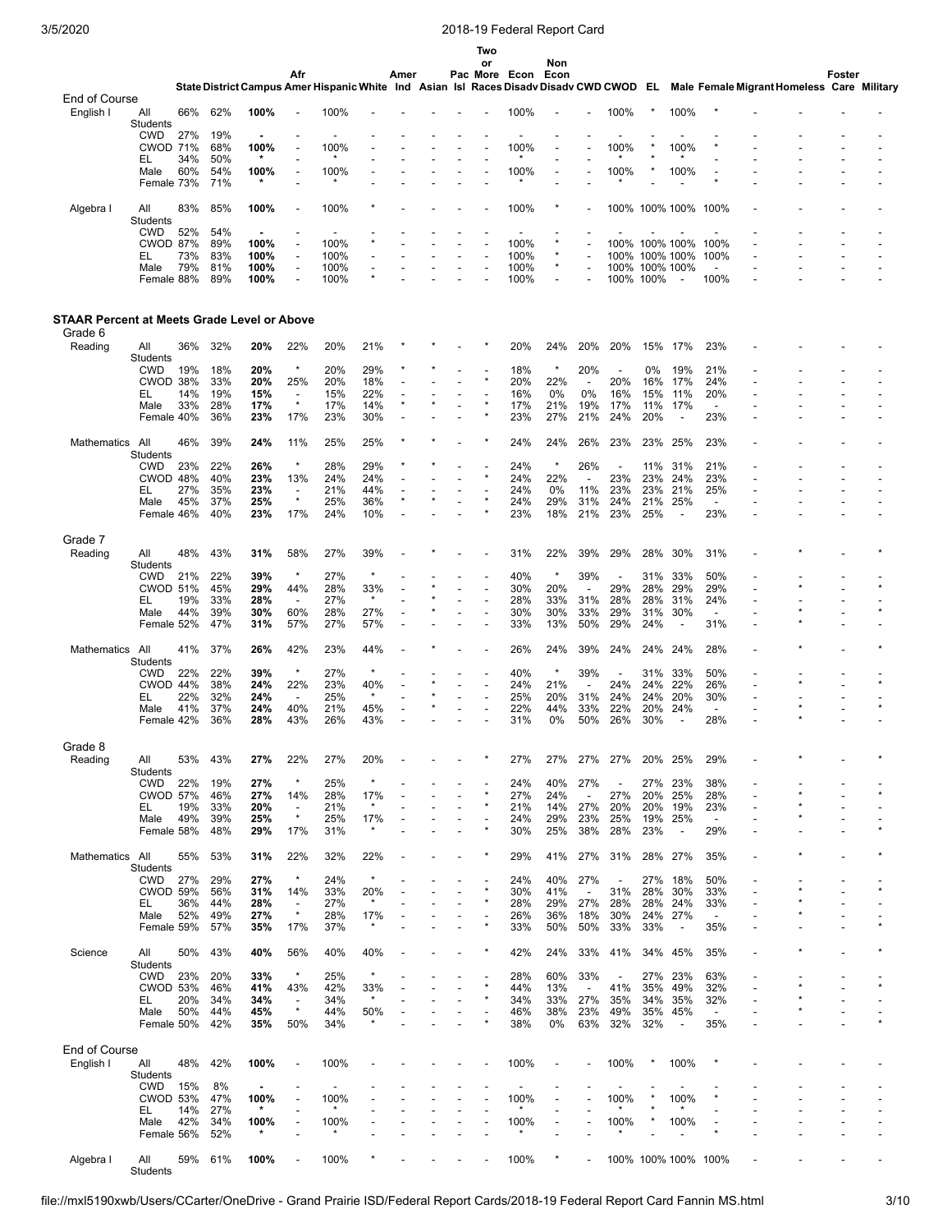| | | State | District | Campus | Afr Amer | Hispanic | White | Amer Ind | Asian | Pac Isl | Two or More Races | Econ Disadv | Non Econ Disadv | CWD | CWOD | EL | Male | Female | Migrant | Homeless | Foster Care | Military |
|---|---|---|---|---|---|---|---|---|---|---|---|---|---|---|---|---|---|---|---|---|---|---|
| **End of Course** | | | | | | | | | | | | | | | | | | | | | | |
| English I | All Students | 66% | 62% | **100%** | - | 100% | - | - | - | - | - | 100% | - | - | 100% | * | 100% | * | - | - | - | - |
| | CWD | 27% | 19% | **-** | - | - | - | - | - | - | - | - | - | - | - | - | - | - | - | - | - | - |
| | CWOD | 71% | 68% | **100%** | - | 100% | - | - | - | - | - | 100% | - | - | 100% | * | 100% | * | - | - | - | - |
| | EL | 34% | 50% | ***** | - | * | - | - | - | - | - | * | - | - | * | * | * | - | - | - | - | - |
| | Male | 60% | 54% | **100%** | - | 100% | - | - | - | - | - | 100% | - | - | 100% | * | 100% | - | - | - | - | - |
| | Female | 73% | 71% | ***** | - | * | - | - | - | - | - | * | - | - | * | - | - | * | - | - | - | - |
| Algebra I | All Students | 83% | 85% | **100%** | - | 100% | * | - | - | - | - | 100% | * | - | 100% | 100% | 100% | 100% | - | - | - | - |
| | CWD | 52% | 54% | **-** | - | - | - | - | - | - | - | - | - | - | - | - | - | - | - | - | - | - |
| | CWOD | 87% | 89% | **100%** | - | 100% | * | - | - | - | - | 100% | * | - | 100% | 100% | 100% | 100% | - | - | - | - |
| | EL | 73% | 83% | **100%** | - | 100% | - | - | - | - | - | 100% | * | - | 100% | 100% | 100% | 100% | - | - | - | - |
| | Male | 79% | 81% | **100%** | - | 100% | - | - | - | - | - | 100% | * | - | 100% | 100% | 100% | - | - | - | - | - |
| | Female | 88% | 89% | **100%** | - | 100% | * | - | - | - | - | 100% | - | - | 100% | 100% | - | 100% | - | - | - | - |

## STAAR Percent at Meets Grade Level or Above

| | | State | District | Campus | Afr Amer | Hispanic | White | Amer Ind | Asian | Pac Isl | Two or More Races | Econ Disadv | Non Econ Disadv | CWD | CWOD | EL | Male | Female | Migrant | Homeless | Foster Care | Military |
|---|---|---|---|---|---|---|---|---|---|---|---|---|---|---|---|---|---|---|---|---|---|---|
| **Grade 6** | | | | | | | | | | | | | | | | | | | | | | |
| Reading | All Students | 36% | 32% | **20%** | 22% | 20% | 21% | * | * | - | * | 20% | 24% | 20% | 20% | 15% | 17% | 23% | - | - | - | - |
| | CWD | 19% | 18% | **20%** | * | 20% | 29% | * | * | - | - | 18% | * | 20% | - | 0% | 19% | 21% | - | - | - | - |
| | CWOD | 38% | 33% | **20%** | 25% | 20% | 18% | - | - | - | * | 20% | 22% | - | 20% | 16% | 17% | 24% | - | - | - | - |
| | EL | 14% | 19% | **15%** | - | 15% | 22% | - | - | - | - | 16% | 0% | 0% | 16% | 15% | 11% | 20% | - | - | - | - |
| | Male | 33% | 28% | **17%** | * | 17% | 14% | * | * | - | * | 17% | 21% | 19% | 17% | 11% | 17% | - | - | - | - | - |
| | Female | 40% | 36% | **23%** | 17% | 23% | 30% | - | - | - | * | 23% | 27% | 21% | 24% | 20% | - | 23% | - | - | - | - |
| Mathematics | All Students | 46% | 39% | **24%** | 11% | 25% | 25% | * | * | - | * | 24% | 24% | 26% | 23% | 23% | 25% | 23% | - | - | - | - |
| | CWD | 23% | 22% | **26%** | * | 28% | 29% | * | * | - | - | 24% | * | 26% | - | 11% | 31% | 21% | - | - | - | - |
| | CWOD | 48% | 40% | **23%** | 13% | 24% | 24% | - | - | - | * | 24% | 22% | - | 23% | 23% | 24% | 23% | - | - | - | - |
| | EL | 27% | 35% | **23%** | - | 21% | 44% | - | - | - | - | 24% | 0% | 11% | 23% | 23% | 21% | 25% | - | - | - | - |
| | Male | 45% | 37% | **25%** | * | 25% | 36% | * | * | - | * | 24% | 29% | 31% | 24% | 21% | 25% | - | - | - | - | - |
| | Female | 46% | 40% | **23%** | 17% | 24% | 10% | - | - | - | * | 23% | 18% | 21% | 23% | 25% | - | 23% | - | - | - | - |
| **Grade 7** | | | | | | | | | | | | | | | | | | | | | | |
| Reading | All Students | 48% | 43% | **31%** | 58% | 27% | 39% | - | * | - | - | 31% | 22% | 39% | 29% | 28% | 30% | 31% | - | * | - | * |
| | CWD | 21% | 22% | **39%** | * | 27% | * | - | - | - | - | 40% | * | 39% | - | 31% | 33% | 50% | - | - | - | - |
| | CWOD | 51% | 45% | **29%** | 44% | 28% | 33% | - | * | - | - | 30% | 20% | - | 29% | 28% | 29% | 29% | - | * | - | * |
| | EL | 19% | 33% | **28%** | - | 27% | * | - | * | - | - | 28% | 33% | 31% | 28% | 28% | 31% | 24% | - | - | - | - |
| | Male | 44% | 39% | **30%** | 60% | 28% | 27% | - | * | - | - | 30% | 30% | 33% | 29% | 31% | 30% | - | - | * | - | * |
| | Female | 52% | 47% | **31%** | 57% | 27% | 57% | - | - | - | - | 33% | 13% | 50% | 29% | 24% | - | 31% | - | * | - | - |
| Mathematics | All Students | 41% | 37% | **26%** | 42% | 23% | 44% | - | * | - | - | 26% | 24% | 39% | 24% | 24% | 24% | 28% | - | * | - | * |
| | CWD | 22% | 22% | **39%** | * | 27% | * | - | - | - | - | 40% | * | 39% | - | 31% | 33% | 50% | - | - | - | - |
| | CWOD | 44% | 38% | **24%** | 22% | 23% | 40% | - | * | - | - | 24% | 21% | - | 24% | 24% | 22% | 26% | - | * | - | * |
| | EL | 22% | 32% | **24%** | - | 25% | * | - | * | - | - | 25% | 20% | 31% | 24% | 24% | 20% | 30% | - | - | - | - |
| | Male | 41% | 37% | **24%** | 40% | 21% | 45% | - | * | - | - | 22% | 44% | 33% | 22% | 20% | 24% | - | - | * | - | * |
| | Female | 42% | 36% | **28%** | 43% | 26% | 43% | - | - | - | - | 31% | 0% | 50% | 26% | 30% | - | 28% | - | * | - | - |
| **Grade 8** | | | | | | | | | | | | | | | | | | | | | | |
| Reading | All Students | 53% | 43% | **27%** | 22% | 27% | 20% | - | - | - | * | 27% | 27% | 27% | 27% | 20% | 25% | 29% | - | * | - | * |
| | CWD | 22% | 19% | **27%** | * | 25% | * | - | - | - | - | 24% | 40% | 27% | - | 27% | 23% | 38% | - | - | - | - |
| | CWOD | 57% | 46% | **27%** | 14% | 28% | 17% | - | - | - | * | 27% | 24% | - | 27% | 20% | 25% | 28% | - | * | - | * |
| | EL | 19% | 33% | **20%** | - | 21% | * | - | - | - | * | 21% | 14% | 27% | 20% | 20% | 19% | 23% | - | * | - | - |
| | Male | 49% | 39% | **25%** | * | 25% | 17% | - | - | - | - | 24% | 29% | 23% | 25% | 19% | 25% | - | - | * | - | - |
| | Female | 58% | 48% | **29%** | 17% | 31% | * | - | - | - | * | 30% | 25% | 38% | 28% | 23% | - | 29% | - | - | - | * |
| Mathematics | All Students | 55% | 53% | **31%** | 22% | 32% | 22% | - | - | - | * | 29% | 41% | 27% | 31% | 28% | 27% | 35% | - | * | - | * |
| | CWD | 27% | 29% | **27%** | * | 24% | * | - | - | - | - | 24% | 40% | 27% | - | 27% | 18% | 50% | - | - | - | - |
| | CWOD | 59% | 56% | **31%** | 14% | 33% | 20% | - | - | - | * | 30% | 41% | - | 31% | 28% | 30% | 33% | - | * | - | * |
| | EL | 36% | 44% | **28%** | - | 27% | * | - | - | - | * | 28% | 29% | 27% | 28% | 28% | 24% | 33% | - | * | - | - |
| | Male | 52% | 49% | **27%** | * | 28% | 17% | - | - | - | - | 26% | 36% | 18% | 30% | 24% | 27% | - | - | * | - | - |
| | Female | 59% | 57% | **35%** | 17% | 37% | * | - | - | - | * | 33% | 50% | 50% | 33% | 33% | - | 35% | - | - | - | * |
| Science | All Students | 50% | 43% | **40%** | 56% | 40% | 40% | - | - | - | * | 42% | 24% | 33% | 41% | 34% | 45% | 35% | - | * | - | * |
| | CWD | 23% | 20% | **33%** | * | 25% | * | - | - | - | - | 28% | 60% | 33% | - | 27% | 23% | 63% | - | - | - | - |
| | CWOD | 53% | 46% | **41%** | 43% | 42% | 33% | - | - | - | * | 44% | 13% | - | 41% | 35% | 49% | 32% | - | * | - | * |
| | EL | 20% | 34% | **34%** | - | 34% | * | - | - | - | * | 34% | 33% | 27% | 35% | 34% | 35% | 32% | - | * | - | - |
| | Male | 50% | 44% | **45%** | * | 44% | 50% | - | - | - | - | 46% | 38% | 23% | 49% | 35% | 45% | - | - | * | - | - |
| | Female | 50% | 42% | **35%** | 50% | 34% | * | - | - | - | * | 38% | 0% | 63% | 32% | 32% | - | 35% | - | - | - | * |
| **End of Course** | | | | | | | | | | | | | | | | | | | | | | |
| English I | All Students | 48% | 42% | **100%** | - | 100% | - | - | - | - | - | 100% | - | - | 100% | * | 100% | * | - | - | - | - |
| | CWD | 15% | 8% | **-** | - | - | - | - | - | - | - | - | - | - | - | - | - | - | - | - | - | - |
| | CWOD | 53% | 47% | **100%** | - | 100% | - | - | - | - | - | 100% | - | - | 100% | * | 100% | * | - | - | - | - |
| | EL | 14% | 27% | ***** | - | * | - | - | - | - | - | * | - | - | * | * | * | - | - | - | - | - |
| | Male | 42% | 34% | **100%** | - | 100% | - | - | - | - | - | 100% | - | - | 100% | * | 100% | - | - | - | - | - |
| | Female | 56% | 52% | ***** | - | * | - | - | - | - | - | * | - | - | * | - | - | * | - | - | - | - |
| Algebra I | All Students | 59% | 61% | **100%** | - | 100% | * | - | - | - | - | 100% | * | - | 100% | 100% | 100% | 100% | - | - | - | - |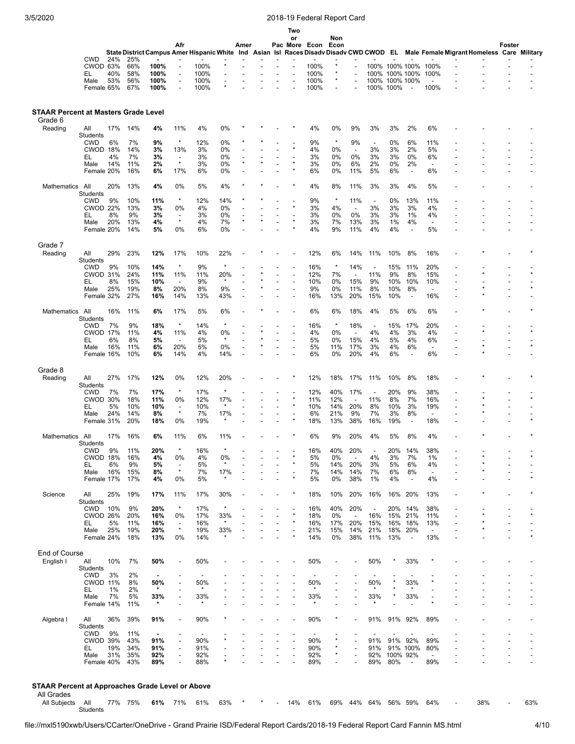| | | State | District | Campus | Afr Amer | Hispanic | White | Amer Ind | Asian | Pac Isl | Two or More Races | Econ Disadv | Non Econ Disadv | CWD | CWOD | EL | Male | Female | Migrant | Homeless | Foster Care | Military |
|---|---|---|---|---|---|---|---|---|---|---|---|---|---|---|---|---|---|---|---|---|---|---|
| | CWD | 24% | 25% | - | - | - | - | - | - | - | - | - | - | - | - | - | - | - | - | - | - | - |
| | CWOD | 63% | 66% | **100%** | - | 100% | * | - | - | - | - | 100% | * | - | 100% | 100% | 100% | 100% | - | - | - | - |
| | EL | 40% | 58% | **100%** | - | 100% | - | - | - | - | - | 100% | * | - | 100% | 100% | 100% | 100% | - | - | - | - |
| | Male | 53% | 56% | **100%** | - | 100% | - | - | - | - | - | 100% | * | - | 100% | 100% | 100% | - | - | - | - | - |
| | Female | 65% | 67% | **100%** | - | 100% | * | - | - | - | - | 100% | - | - | 100% | 100% | - | 100% | - | - | - | - |

## STAAR Percent at Masters Grade Level

| | | State | District | Campus | Afr Amer | Hispanic | White | Amer Ind | Asian | Pac Isl | Two or More Races | Econ Disadv | Non Econ Disadv | CWD | CWOD | EL | Male | Female | Migrant | Homeless | Foster Care | Military |
|---|---|---|---|---|---|---|---|---|---|---|---|---|---|---|---|---|---|---|---|---|---|---|
| **Grade 6** | | | | | | | | | | | | | | | | | | | | | | |
| Reading | All Students | 17% | 14% | **4%** | 11% | 4% | 0% | * | * | - | * | 4% | 0% | 9% | 3% | 3% | 2% | 6% | - | - | - | - |
| | CWD | 6% | 7% | **9%** | * | 12% | 0% | * | * | - | - | 9% | * | 9% | - | 0% | 6% | 11% | - | - | - | - |
| | CWOD | 18% | 14% | **3%** | 13% | 3% | 0% | * | - | - | * | 4% | 0% | - | 3% | 3% | 2% | 5% | - | - | - | - |
| | EL | 4% | 7% | **3%** | - | 3% | 0% | - | - | - | - | 3% | 0% | 0% | 3% | 3% | 0% | 6% | - | - | - | - |
| | Male | 14% | 11% | **2%** | * | 3% | 0% | * | * | - | * | 3% | 0% | 6% | 2% | 0% | 2% | - | - | - | - | - |
| | Female | 20% | 16% | **6%** | 17% | 6% | 0% | - | - | - | * | 6% | 0% | 11% | 5% | 6% | - | 6% | - | - | - | - |
| Mathematics | All Students | 20% | 13% | **4%** | 0% | 5% | 4% | * | * | - | * | 4% | 8% | 11% | 3% | 3% | 4% | 5% | - | - | - | - |
| | CWD | 9% | 10% | **11%** | * | 12% | 14% | * | * | - | - | 9% | * | 11% | - | 0% | 13% | 11% | - | - | - | - |
| | CWOD | 22% | 13% | **3%** | 0% | 4% | 0% | * | - | - | * | 3% | 4% | - | 3% | 3% | 3% | 4% | - | - | - | - |
| | EL | 8% | 9% | **3%** | - | 3% | 0% | - | - | - | - | 3% | 0% | 0% | 3% | 3% | 1% | 4% | - | - | - | - |
| | Male | 20% | 13% | **4%** | * | 4% | 7% | * | * | - | * | 3% | 7% | 13% | 3% | 1% | 4% | - | - | - | - | - |
| | Female | 20% | 14% | **5%** | 0% | 6% | 0% | - | - | - | * | 4% | 9% | 11% | 4% | 4% | - | 5% | - | - | - | - |
| **Grade 7** | | | | | | | | | | | | | | | | | | | | | | |
| Reading | All Students | 29% | 23% | **12%** | 17% | 10% | 22% | - | * | - | - | 12% | 6% | 14% | 11% | 10% | 8% | 16% | - | * | - | * |
| | CWD | 9% | 10% | **14%** | * | 9% | * | - | - | - | - | 16% | * | 14% | - | 15% | 11% | 20% | - | - | - | - |
| | CWOD | 31% | 24% | **11%** | 11% | 11% | 20% | - | * | - | - | 12% | 7% | - | 11% | 9% | 8% | 15% | - | * | - | * |
| | EL | 8% | 15% | **10%** | - | 9% | * | - | * | - | - | 10% | 0% | 15% | 9% | 10% | 10% | 10% | - | - | - | - |
| | Male | 25% | 19% | **8%** | 20% | 8% | 9% | - | * | - | - | 9% | 0% | 11% | 8% | 10% | 8% | - | - | * | - | * |
| | Female | 32% | 27% | **16%** | 14% | 13% | 43% | - | - | - | - | 16% | 13% | 20% | 15% | 10% | - | 16% | - | * | - | - |
| Mathematics | All Students | 16% | 11% | **6%** | 17% | 5% | 6% | - | * | - | - | 6% | 6% | 18% | 4% | 5% | 6% | 6% | - | * | - | * |
| | CWD | 7% | 9% | **18%** | * | 14% | * | - | - | - | - | 16% | * | 18% | - | 15% | 17% | 20% | - | - | - | - |
| | CWOD | 17% | 11% | **4%** | 11% | 4% | 0% | - | * | - | - | 4% | 0% | - | 4% | 4% | 3% | 4% | - | * | - | * |
| | EL | 6% | 8% | **5%** | - | 5% | * | - | * | - | - | 5% | 0% | 15% | 4% | 5% | 4% | 6% | - | - | - | - |
| | Male | 16% | 11% | **6%** | 20% | 5% | 0% | - | * | - | - | 5% | 11% | 17% | 3% | 4% | 6% | - | - | * | - | * |
| | Female | 16% | 10% | **6%** | 14% | 4% | 14% | - | - | - | - | 6% | 0% | 20% | 4% | 6% | - | 6% | - | * | - | - |
| **Grade 8** | | | | | | | | | | | | | | | | | | | | | | |
| Reading | All Students | 27% | 17% | **12%** | 0% | 12% | 20% | - | - | - | * | 12% | 18% | 17% | 11% | 10% | 8% | 18% | - | * | - | * |
| | CWD | 7% | 7% | **17%** | * | 17% | * | - | - | - | - | 12% | 40% | 17% | - | 20% | 9% | 38% | - | - | - | - |
| | CWOD | 30% | 18% | **11%** | 0% | 12% | 17% | - | - | - | * | 11% | 12% | - | 11% | 8% | 7% | 16% | - | * | - | * |
| | EL | 5% | 10% | **10%** | - | 10% | * | - | - | - | * | 10% | 14% | 20% | 8% | 10% | 3% | 19% | - | * | - | - |
| | Male | 24% | 14% | **8%** | * | 7% | 17% | - | - | - | - | 6% | 21% | 9% | 7% | 3% | 8% | - | - | * | - | - |
| | Female | 31% | 20% | **18%** | 0% | 19% | * | - | - | - | * | 18% | 13% | 38% | 16% | 19% | - | 18% | - | - | - | * |
| Mathematics | All Students | 17% | 16% | **6%** | 11% | 6% | 11% | - | - | - | * | 6% | 9% | 20% | 4% | 5% | 8% | 4% | - | * | - | * |
| | CWD | 9% | 11% | **20%** | * | 16% | * | - | - | - | - | 16% | 40% | 20% | - | 20% | 14% | 38% | - | - | - | - |
| | CWOD | 18% | 16% | **4%** | 0% | 4% | 0% | - | - | - | * | 5% | 0% | - | 4% | 3% | 7% | 1% | - | * | - | * |
| | EL | 6% | 9% | **5%** | - | 5% | * | - | - | - | * | 5% | 14% | 20% | 3% | 5% | 6% | 4% | - | * | - | - |
| | Male | 16% | 15% | **8%** | * | 7% | 17% | - | - | - | - | 7% | 14% | 14% | 7% | 6% | 8% | - | - | * | - | - |
| | Female | 17% | 17% | **4%** | 0% | 5% | * | - | - | - | * | 5% | 0% | 38% | 1% | 4% | - | 4% | - | - | - | * |
| Science | All Students | 25% | 19% | **17%** | 11% | 17% | 30% | - | - | - | * | 18% | 10% | 20% | 16% | 16% | 20% | 13% | - | * | - | * |
| | CWD | 10% | 9% | **20%** | * | 17% | * | - | - | - | - | 16% | 40% | 20% | - | 20% | 14% | 38% | - | - | - | - |
| | CWOD | 26% | 20% | **16%** | 0% | 17% | 33% | - | - | - | * | 18% | 0% | - | 16% | 15% | 21% | 11% | - | * | - | * |
| | EL | 5% | 11% | **16%** | - | 16% | * | - | - | - | * | 16% | 17% | 20% | 15% | 16% | 18% | 13% | - | * | - | - |
| | Male | 25% | 19% | **20%** | * | 19% | 33% | - | - | - | - | 21% | 15% | 14% | 21% | 18% | 20% | - | - | * | - | - |
| | Female | 24% | 18% | **13%** | 0% | 14% | * | - | - | - | * | 14% | 0% | 38% | 11% | 13% | - | 13% | - | - | - | * |
| **End of Course** | | | | | | | | | | | | | | | | | | | | | | |
| English I | All Students | 10% | 7% | **50%** | - | 50% | - | - | - | - | - | 50% | - | - | 50% | * | 33% | * | - | - | - | - |
| | CWD | 3% | 2% | **-** | - | - | - | - | - | - | - | - | - | - | - | - | - | - | - | - | - | - |
| | CWOD | 11% | 8% | **50%** | - | 50% | - | - | - | - | - | 50% | - | - | 50% | * | 33% | * | - | - | - | - |
| | EL | 1% | 2% | * | - | * | - | - | - | - | - | * | - | - | * | * | * | - | - | - | - | - |
| | Male | 7% | 5% | **33%** | - | 33% | - | - | - | - | - | 33% | - | - | 33% | * | 33% | - | - | - | - | - |
| | Female | 14% | 11% | * | - | * | - | - | - | - | - | * | - | - | * | - | - | * | - | - | - | - |
| Algebra I | All Students | 36% | 39% | **91%** | - | 90% | * | - | - | - | - | 90% | * | - | 91% | 91% | 92% | 89% | - | - | - | - |
| | CWD | 9% | 11% | **-** | - | - | - | - | - | - | - | - | - | - | - | - | - | - | - | - | - | - |
| | CWOD | 39% | 43% | **91%** | - | 90% | * | - | - | - | - | 90% | * | - | 91% | 91% | 92% | 89% | - | - | - | - |
| | EL | 19% | 34% | **91%** | - | 91% | - | - | - | - | - | 90% | * | - | 91% | 91% | 100% | 80% | - | - | - | - |
| | Male | 31% | 35% | **92%** | - | 92% | - | - | - | - | - | 92% | * | - | 92% | 100% | 92% | - | - | - | - | - |
| | Female | 40% | 43% | **89%** | - | 88% | * | - | - | - | - | 89% | - | - | 89% | 80% | - | 89% | - | - | - | - |

## STAAR Percent at Approaches Grade Level or Above

| | | State | District | Campus | Afr Amer | Hispanic | White | Amer Ind | Asian | Pac Isl | Two or More Races | Econ Disadv | Non Econ Disadv | CWD | CWOD | EL | Male | Female | Migrant | Homeless | Foster Care | Military |
|---|---|---|---|---|---|---|---|---|---|---|---|---|---|---|---|---|---|---|---|---|---|---|
| **All Grades** | | | | | | | | | | | | | | | | | | | | | | |
| All Subjects | All Students | 77% | 75% | **61%** | 71% | 61% | 63% | * | * | - | 14% | 61% | 69% | 44% | 64% | 56% | 59% | 64% | - | 38% | - | 63% |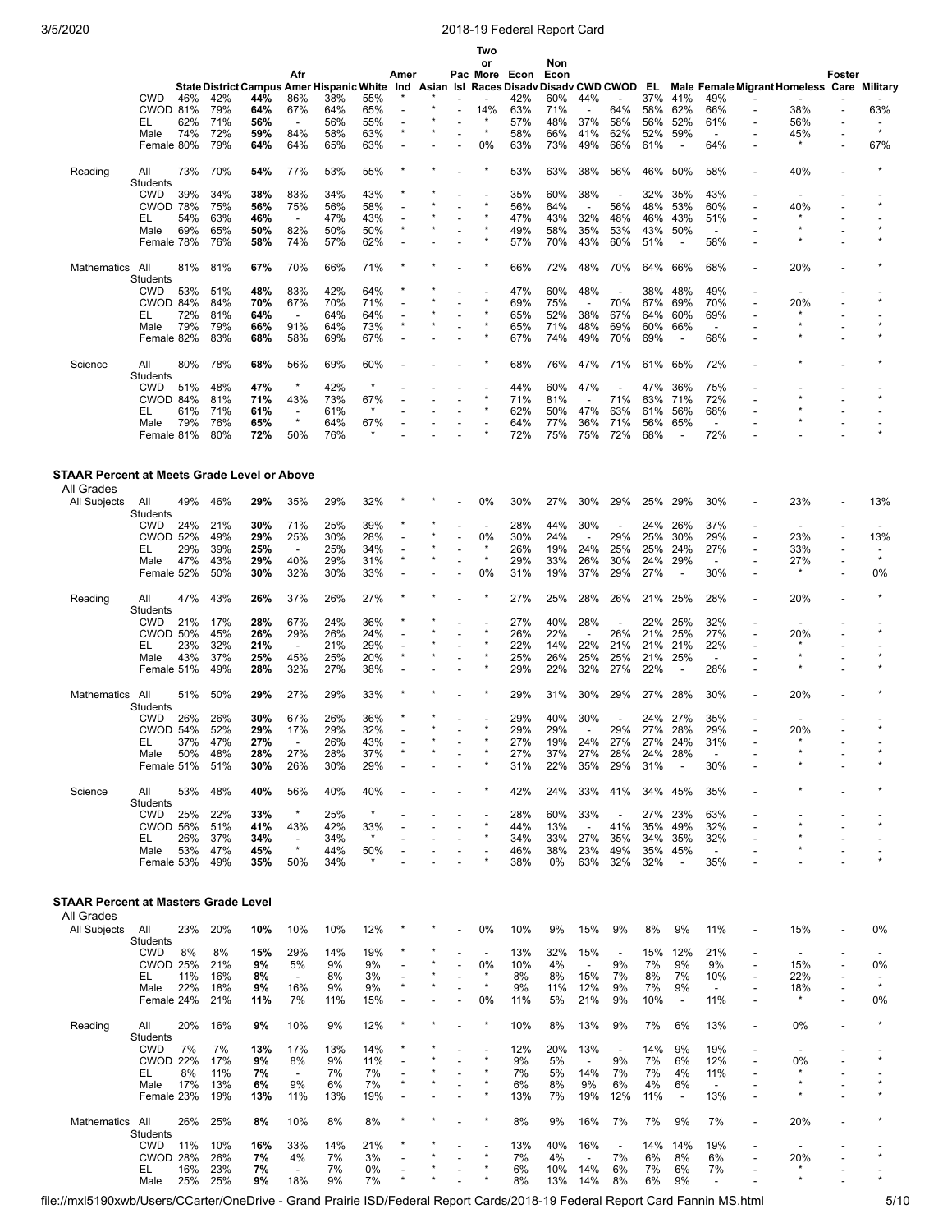| | | State | District | Campus | Afr Amer | Hispanic | White | Amer Ind | Asian | Pac Isl | Two or More Races | Econ Disadv | Non Econ Disadv | CWD | CWOD | EL | Male | Female | Migrant | Homeless | Foster Care | Military |
|---|---|---|---|---|---|---|---|---|---|---|---|---|---|---|---|---|---|---|---|---|---|---|
| | CWD | 46% | 42% | **44%** | 86% | 38% | 55% | * | * | - | - | 42% | 60% | 44% | - | 37% | 41% | 49% | - | - | - | - |
| | CWOD | 81% | 79% | **64%** | 67% | 64% | 65% | - | * | - | 14% | 63% | 71% | - | 64% | 58% | 62% | 66% | - | 38% | - | 63% |
| | EL | 62% | 71% | **56%** | - | 56% | 55% | - | * | - | * | 57% | 48% | 37% | 58% | 56% | 52% | 61% | - | 56% | - | - |
| | Male | 74% | 72% | **59%** | 84% | 58% | 63% | * | * | - | * | 58% | 66% | 41% | 62% | 52% | 59% | - | - | 45% | - | * |
| | Female | 80% | 79% | **64%** | 64% | 65% | 63% | - | - | - | 0% | 63% | 73% | 49% | 66% | 61% | - | 64% | - | * | - | 67% |
| Reading | All Students | 73% | 70% | **54%** | 77% | 53% | 55% | * | * | - | * | 53% | 63% | 38% | 56% | 46% | 50% | 58% | - | 40% | - | * |
| | CWD | 39% | 34% | **38%** | 83% | 34% | 43% | * | * | - | - | 35% | 60% | 38% | - | 32% | 35% | 43% | - | - | - | - |
| | CWOD | 78% | 75% | **56%** | 75% | 56% | 58% | - | * | - | * | 56% | 64% | - | 56% | 48% | 53% | 60% | - | 40% | - | * |
| | EL | 54% | 63% | **46%** | - | 47% | 43% | - | * | - | * | 47% | 43% | 32% | 48% | 46% | 43% | 51% | - | * | - | - |
| | Male | 69% | 65% | **50%** | 82% | 50% | 50% | * | * | - | * | 49% | 58% | 35% | 53% | 43% | 50% | - | - | * | - | * |
| | Female | 78% | 76% | **58%** | 74% | 57% | 62% | - | - | - | * | 57% | 70% | 43% | 60% | 51% | - | 58% | - | * | - | * |
| Mathematics | All Students | 81% | 81% | **67%** | 70% | 66% | 71% | * | * | - | * | 66% | 72% | 48% | 70% | 64% | 66% | 68% | - | 20% | - | * |
| | CWD | 53% | 51% | **48%** | 83% | 42% | 64% | * | * | - | - | 47% | 60% | 48% | - | 38% | 48% | 49% | - | - | - | - |
| | CWOD | 84% | 84% | **70%** | 67% | 70% | 71% | - | * | - | * | 69% | 75% | - | 70% | 67% | 69% | 70% | - | 20% | - | * |
| | EL | 72% | 81% | **64%** | - | 64% | 64% | - | * | - | * | 65% | 52% | 38% | 67% | 64% | 60% | 69% | - | * | - | - |
| | Male | 79% | 79% | **66%** | 91% | 64% | 73% | * | * | - | * | 65% | 71% | 48% | 69% | 60% | 66% | - | - | * | - | * |
| | Female | 82% | 83% | **68%** | 58% | 69% | 67% | - | - | - | * | 67% | 74% | 49% | 70% | 69% | - | 68% | - | * | - | * |
| Science | All Students | 80% | 78% | **68%** | 56% | 69% | 60% | - | - | - | * | 68% | 76% | 47% | 71% | 61% | 65% | 72% | - | * | - | * |
| | CWD | 51% | 48% | **47%** | * | 42% | * | - | - | - | - | 44% | 60% | 47% | - | 47% | 36% | 75% | - | - | - | - |
| | CWOD | 84% | 81% | **71%** | 43% | 73% | 67% | - | - | - | * | 71% | 81% | - | 71% | 63% | 71% | 72% | - | * | - | * |
| | EL | 61% | 71% | **61%** | - | 61% | * | - | - | - | * | 62% | 50% | 47% | 63% | 61% | 56% | 68% | - | * | - | - |
| | Male | 79% | 76% | **65%** | * | 64% | 67% | - | - | - | - | 64% | 77% | 36% | 71% | 56% | 65% | - | - | * | - | - |
| | Female | 81% | 80% | **72%** | 50% | 76% | * | - | - | - | * | 72% | 75% | 75% | 72% | 68% | - | 72% | - | - | - | * |

**STAAR Percent at Meets Grade Level or Above**

All Grades

| | | State | District | Campus | Afr Amer | Hispanic | White | Amer Ind | Asian | Pac Isl | Two or More Races | Econ Disadv | Non Econ Disadv | CWD | CWOD | EL | Male | Female | Migrant | Homeless | Foster Care | Military |
|---|---|---|---|---|---|---|---|---|---|---|---|---|---|---|---|---|---|---|---|---|---|---|
| All Subjects | All Students | 49% | 46% | **29%** | 35% | 29% | 32% | * | * | - | 0% | 30% | 27% | 30% | 29% | 25% | 29% | 30% | - | 23% | - | 13% |
| | CWD | 24% | 21% | **30%** | 71% | 25% | 39% | * | * | - | - | 28% | 44% | 30% | - | 24% | 26% | 37% | - | - | - | - |
| | CWOD | 52% | 49% | **29%** | 25% | 30% | 28% | - | * | - | 0% | 30% | 24% | - | 29% | 25% | 30% | 29% | - | 23% | - | 13% |
| | EL | 29% | 39% | **25%** | - | 25% | 34% | - | * | - | * | 26% | 19% | 24% | 25% | 25% | 24% | 27% | - | 33% | - | - |
| | Male | 47% | 43% | **29%** | 40% | 29% | 31% | * | * | - | * | 29% | 33% | 26% | 30% | 24% | 29% | - | - | 27% | - | * |
| | Female | 52% | 50% | **30%** | 32% | 30% | 33% | - | - | - | 0% | 31% | 19% | 37% | 29% | 27% | - | 30% | - | * | - | 0% |
| Reading | All Students | 47% | 43% | **26%** | 37% | 26% | 27% | * | * | - | * | 27% | 25% | 28% | 26% | 21% | 25% | 28% | - | 20% | - | * |
| | CWD | 21% | 17% | **28%** | 67% | 24% | 36% | * | * | - | - | 27% | 40% | 28% | - | 22% | 25% | 32% | - | - | - | - |
| | CWOD | 50% | 45% | **26%** | 29% | 26% | 24% | - | * | - | * | 26% | 22% | - | 26% | 21% | 25% | 27% | - | 20% | - | * |
| | EL | 23% | 32% | **21%** | - | 21% | 29% | - | * | - | * | 22% | 14% | 22% | 21% | 21% | 21% | 22% | - | * | - | - |
| | Male | 43% | 37% | **25%** | 45% | 25% | 20% | * | * | - | * | 25% | 26% | 25% | 25% | 21% | 25% | - | - | * | - | * |
| | Female | 51% | 49% | **28%** | 32% | 27% | 38% | - | - | - | * | 29% | 22% | 32% | 27% | 22% | - | 28% | - | * | - | * |
| Mathematics | All Students | 51% | 50% | **29%** | 27% | 29% | 33% | * | * | - | * | 29% | 31% | 30% | 29% | 27% | 28% | 30% | - | 20% | - | * |
| | CWD | 26% | 26% | **30%** | 67% | 26% | 36% | * | * | - | - | 29% | 40% | 30% | - | 24% | 27% | 35% | - | - | - | - |
| | CWOD | 54% | 52% | **29%** | 17% | 29% | 32% | - | * | - | * | 29% | 29% | - | 29% | 27% | 28% | 29% | - | 20% | - | * |
| | EL | 37% | 47% | **27%** | - | 26% | 43% | - | * | - | * | 27% | 19% | 24% | 27% | 27% | 24% | 31% | - | * | - | - |
| | Male | 50% | 48% | **28%** | 27% | 28% | 37% | * | * | - | * | 27% | 37% | 27% | 28% | 24% | 28% | - | - | * | - | * |
| | Female | 51% | 51% | **30%** | 26% | 30% | 29% | - | - | - | * | 31% | 22% | 35% | 29% | 31% | - | 30% | - | * | - | * |
| Science | All Students | 53% | 48% | **40%** | 56% | 40% | 40% | - | - | - | * | 42% | 24% | 33% | 41% | 34% | 45% | 35% | - | * | - | * |
| | CWD | 25% | 22% | **33%** | * | 25% | * | - | - | - | - | 28% | 60% | 33% | - | 27% | 23% | 63% | - | - | - | - |
| | CWOD | 56% | 51% | **41%** | 43% | 42% | 33% | - | - | - | * | 44% | 13% | - | 41% | 35% | 49% | 32% | - | * | - | * |
| | EL | 26% | 37% | **34%** | - | 34% | * | - | - | - | * | 34% | 33% | 27% | 35% | 34% | 35% | 32% | - | * | - | - |
| | Male | 53% | 47% | **45%** | * | 44% | 50% | - | - | - | - | 46% | 38% | 23% | 49% | 35% | 45% | - | - | * | - | - |
| | Female | 53% | 49% | **35%** | 50% | 34% | * | - | - | - | * | 38% | 0% | 63% | 32% | 32% | - | 35% | - | - | - | * |

**STAAR Percent at Masters Grade Level**

All Grades

| | | State | District | Campus | Afr Amer | Hispanic | White | Amer Ind | Asian | Pac Isl | Two or More Races | Econ Disadv | Non Econ Disadv | CWD | CWOD | EL | Male | Female | Migrant | Homeless | Foster Care | Military |
|---|---|---|---|---|---|---|---|---|---|---|---|---|---|---|---|---|---|---|---|---|---|---|
| All Subjects | All Students | 23% | 20% | **10%** | 10% | 10% | 12% | * | * | - | 0% | 10% | 9% | 15% | 9% | 8% | 9% | 11% | - | 15% | - | 0% |
| | CWD | 8% | 8% | **15%** | 29% | 14% | 19% | * | * | - | - | 13% | 32% | 15% | - | 15% | 12% | 21% | - | - | - | - |
| | CWOD | 25% | 21% | **9%** | 5% | 9% | 9% | - | * | - | 0% | 10% | 4% | - | 9% | 7% | 9% | 9% | - | 15% | - | 0% |
| | EL | 11% | 16% | **8%** | - | 8% | 3% | - | * | - | * | 8% | 8% | 15% | 7% | 8% | 7% | 10% | - | 22% | - | - |
| | Male | 22% | 18% | **9%** | 16% | 9% | 9% | * | * | - | * | 9% | 11% | 12% | 9% | 7% | 9% | - | - | 18% | - | * |
| | Female | 24% | 21% | **11%** | 7% | 11% | 15% | - | - | - | 0% | 11% | 5% | 21% | 9% | 10% | - | 11% | - | * | - | 0% |
| Reading | All Students | 20% | 16% | **9%** | 10% | 9% | 12% | * | * | - | * | 10% | 8% | 13% | 9% | 7% | 6% | 13% | - | 0% | - | * |
| | CWD | 7% | 7% | **13%** | 17% | 13% | 14% | * | * | - | - | 12% | 20% | 13% | - | 14% | 9% | 19% | - | - | - | - |
| | CWOD | 22% | 17% | **9%** | 8% | 9% | 11% | - | * | - | * | 9% | 5% | - | 9% | 7% | 6% | 12% | - | 0% | - | * |
| | EL | 8% | 11% | **7%** | - | 7% | 7% | - | * | - | * | 7% | 5% | 14% | 7% | 7% | 4% | 11% | - | * | - | - |
| | Male | 17% | 13% | **6%** | 9% | 6% | 7% | * | * | - | * | 6% | 8% | 9% | 6% | 4% | 6% | - | - | * | - | * |
| | Female | 23% | 19% | **13%** | 11% | 13% | 19% | - | - | - | * | 13% | 7% | 19% | 12% | 11% | - | 13% | - | * | - | * |
| Mathematics | All Students | 26% | 25% | **8%** | 10% | 8% | 8% | * | * | - | * | 8% | 9% | 16% | 7% | 7% | 9% | 7% | - | 20% | - | * |
| | CWD | 11% | 10% | **16%** | 33% | 14% | 21% | * | * | - | - | 13% | 40% | 16% | - | 14% | 14% | 19% | - | - | - | - |
| | CWOD | 28% | 26% | **7%** | 4% | 7% | 3% | - | * | - | * | 7% | 4% | - | 7% | 6% | 8% | 6% | - | 20% | - | * |
| | EL | 16% | 23% | **7%** | - | 7% | 0% | - | * | - | * | 6% | 10% | 14% | 6% | 7% | 6% | 7% | - | * | - | - |
| | Male | 25% | 25% | **9%** | 18% | 9% | 7% | * | * | - | * | 8% | 13% | 14% | 8% | 6% | 9% | - | - | * | - | * |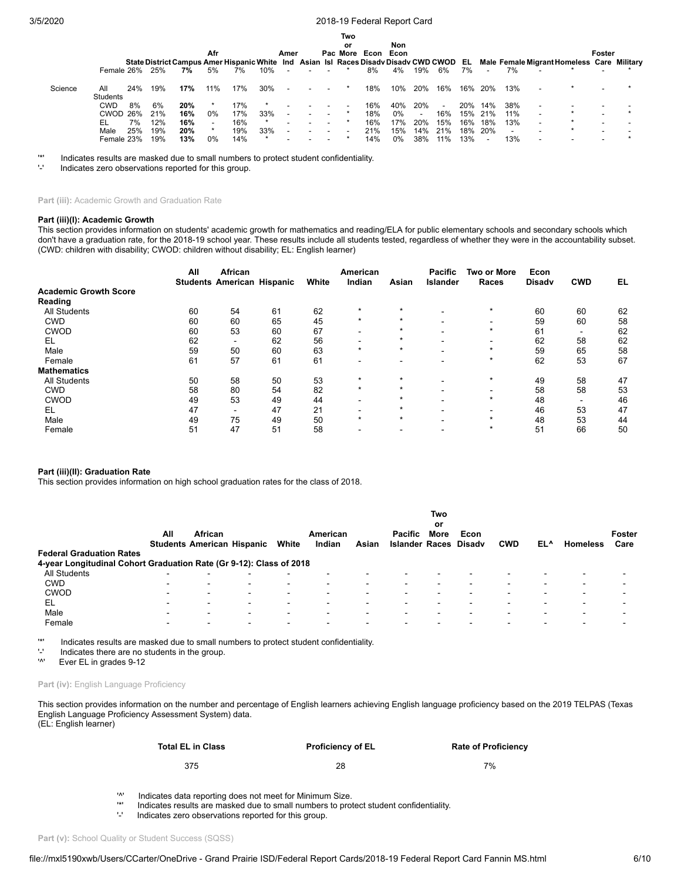| | | State | District | Campus | Afr Amer | Hispanic | White | Amer Ind | Asian | Pac Isl | Two or More Races | Econ Disadv | Non Econ Disadv | CWD | CWOD | EL | Male | Female | Migrant | Homeless | Foster Care | Military |
|---|---|---|---|---|---|---|---|---|---|---|---|---|---|---|---|---|---|---|---|---|---|---|
| | Female | 26% | 25% | **7%** | 5% | 7% | 10% | - | - | - | * | 8% | 4% | 19% | 6% | 7% | - | 7% | - | * | - | * |
| Science | All Students | 24% | 19% | **17%** | 11% | 17% | 30% | - | - | - | * | 18% | 10% | 20% | 16% | 16% | 20% | 13% | - | * | - | * |
| | CWD | 8% | 6% | **20%** | * | 17% | * | - | - | - | - | 16% | 40% | 20% | - | 20% | 14% | 38% | - | - | - | - |
| | CWOD | 26% | 21% | **16%** | 0% | 17% | 33% | - | - | - | * | 18% | 0% | - | 16% | 15% | 21% | 11% | - | * | - | * |
| | EL | 7% | 12% | **16%** | - | 16% | * | - | - | - | * | 16% | 17% | 20% | 15% | 16% | 18% | 13% | - | * | - | - |
| | Male | 25% | 19% | **20%** | * | 19% | 33% | - | - | - | - | 21% | 15% | 14% | 21% | 18% | 20% | - | - | * | - | - |
| | Female | 23% | 19% | **13%** | 0% | 14% | * | - | - | - | * | 14% | 0% | 38% | 11% | 13% | - | 13% | - | - | - | * |

'*' Indicates results are masked due to small numbers to protect student confidentiality.
'-' Indicates zero observations reported for this group.

**Part (iii):** Academic Growth and Graduation Rate

#### Part (iii)(I): Academic Growth

This section provides information on students' academic growth for mathematics and reading/ELA for public elementary schools and secondary schools which don't have a graduation rate, for the 2018-19 school year. These results include all students tested, regardless of whether they were in the accountability subset. (CWD: children with disability; CWOD: children without disability; EL: English learner)

| | All Students | African American | Hispanic | White | American Indian | Asian | Pacific Islander | Two or More Races | Econ Disadv | CWD | EL |
|---|---|---|---|---|---|---|---|---|---|---|---|
| **Academic Growth Score** | | | | | | | | | | | |
| **Reading** | | | | | | | | | | | |
| All Students | 60 | 54 | 61 | 62 | * | * | - | * | 60 | 60 | 62 |
| CWD | 60 | 60 | 65 | 45 | * | * | - | - | 59 | 60 | 58 |
| CWOD | 60 | 53 | 60 | 67 | - | * | - | * | 61 | - | 62 |
| EL | 62 | - | 62 | 56 | - | * | - | - | 62 | 58 | 62 |
| Male | 59 | 50 | 60 | 63 | * | * | - | * | 59 | 65 | 58 |
| Female | 61 | 57 | 61 | 61 | - | - | - | * | 62 | 53 | 67 |
| **Mathematics** | | | | | | | | | | | |
| All Students | 50 | 58 | 50 | 53 | * | * | - | * | 49 | 58 | 47 |
| CWD | 58 | 80 | 54 | 82 | * | * | - | - | 58 | 58 | 53 |
| CWOD | 49 | 53 | 49 | 44 | - | * | - | * | 48 | - | 46 |
| EL | 47 | - | 47 | 21 | - | * | - | - | 46 | 53 | 47 |
| Male | 49 | 75 | 49 | 50 | * | * | - | * | 48 | 53 | 44 |
| Female | 51 | 47 | 51 | 58 | - | - | - | * | 51 | 66 | 50 |

#### Part (iii)(II): Graduation Rate

This section provides information on high school graduation rates for the class of 2018.

| | All Students | African American | Hispanic | White | American Indian | Asian | Pacific Islander | Two or More Races | Econ Disadv | CWD | EL^ | Homeless | Foster Care |
|---|---|---|---|---|---|---|---|---|---|---|---|---|---|
| **Federal Graduation Rates** | | | | | | | | | | | | | |
| **4-year Longitudinal Cohort Graduation Rate (Gr 9-12): Class of 2018** | | | | | | | | | | | | | |
| All Students | - | - | - | - | - | - | - | - | - | - | - | - | - |
| CWD | - | - | - | - | - | - | - | - | - | - | - | - | - |
| CWOD | - | - | - | - | - | - | - | - | - | - | - | - | - |
| EL | - | - | - | - | - | - | - | - | - | - | - | - | - |
| Male | - | - | - | - | - | - | - | - | - | - | - | - | - |
| Female | - | - | - | - | - | - | - | - | - | - | - | - | - |

'*' Indicates results are masked due to small numbers to protect student confidentiality.
'-' Indicates there are no students in the group.
'^' Ever EL in grades 9-12

**Part (iv):** English Language Proficiency

This section provides information on the number and percentage of English learners achieving English language proficiency based on the 2019 TELPAS (Texas English Language Proficiency Assessment System) data.
(EL: English learner)

| Total EL in Class | Proficiency of EL | Rate of Proficiency |
|---|---|---|
| 375 | 28 | 7% |

'^' Indicates data reporting does not meet for Minimum Size.
'*' Indicates results are masked due to small numbers to protect student confidentiality.
'-' Indicates zero observations reported for this group.

**Part (v):** School Quality or Student Success (SQSS)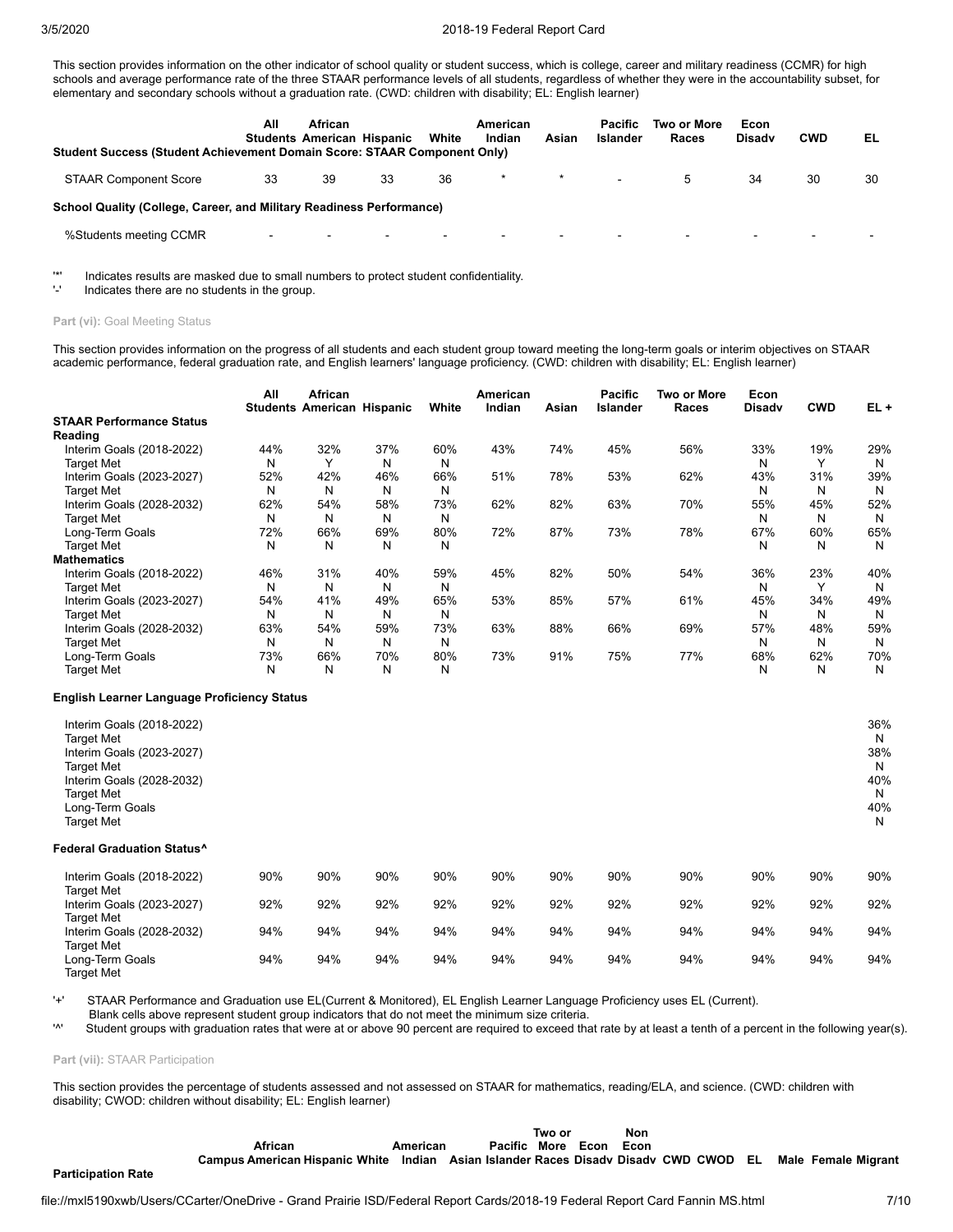This section provides information on the other indicator of school quality or student success, which is college, career and military readiness (CCMR) for high schools and average performance rate of the three STAAR performance levels of all students, regardless of whether they were in the accountability subset, for elementary and secondary schools without a graduation rate. (CWD: children with disability; EL: English learner)

| | All Students | African American | Hispanic | White | American Indian | Asian | Pacific Islander | Two or More Races | Econ Disadv | CWD | EL |
|---|---|---|---|---|---|---|---|---|---|---|---|
| **Student Success (Student Achievement Domain Score: STAAR Component Only)** | | | | | | | | | | | |
| STAAR Component Score | 33 | 39 | 33 | 36 | * | * | - | 5 | 34 | 30 | 30 |
| **School Quality (College, Career, and Military Readiness Performance)** | | | | | | | | | | | |
| %Students meeting CCMR | - | - | - | - | - | - | - | - | - | - | - |

'*' Indicates results are masked due to small numbers to protect student confidentiality.
'-' Indicates there are no students in the group.

**Part (vi):** Goal Meeting Status

This section provides information on the progress of all students and each student group toward meeting the long-term goals or interim objectives on STAAR academic performance, federal graduation rate, and English learners' language proficiency. (CWD: children with disability; EL: English learner)

| | All Students | African American | Hispanic | White | American Indian | Asian | Pacific Islander | Two or More Races | Econ Disadv | CWD | EL + |
|---|---|---|---|---|---|---|---|---|---|---|---|
| **STAAR Performance Status** | | | | | | | | | | | |
| **Reading** | | | | | | | | | | | |
| Interim Goals (2018-2022) | 44% | 32% | 37% | 60% | 43% | 74% | 45% | 56% | 33% | 19% | 29% |
| Target Met | N | Y | N | N | | | | | N | Y | N |
| Interim Goals (2023-2027) | 52% | 42% | 46% | 66% | 51% | 78% | 53% | 62% | 43% | 31% | 39% |
| Target Met | N | N | N | N | | | | | N | N | N |
| Interim Goals (2028-2032) | 62% | 54% | 58% | 73% | 62% | 82% | 63% | 70% | 55% | 45% | 52% |
| Target Met | N | N | N | N | | | | | N | N | N |
| Long-Term Goals | 72% | 66% | 69% | 80% | 72% | 87% | 73% | 78% | 67% | 60% | 65% |
| Target Met | N | N | N | N | | | | | N | N | N |
| **Mathematics** | | | | | | | | | | | |
| Interim Goals (2018-2022) | 46% | 31% | 40% | 59% | 45% | 82% | 50% | 54% | 36% | 23% | 40% |
| Target Met | N | N | N | N | | | | | N | Y | N |
| Interim Goals (2023-2027) | 54% | 41% | 49% | 65% | 53% | 85% | 57% | 61% | 45% | 34% | 49% |
| Target Met | N | N | N | N | | | | | N | N | N |
| Interim Goals (2028-2032) | 63% | 54% | 59% | 73% | 63% | 88% | 66% | 69% | 57% | 48% | 59% |
| Target Met | N | N | N | N | | | | | N | N | N |
| Long-Term Goals | 73% | 66% | 70% | 80% | 73% | 91% | 75% | 77% | 68% | 62% | 70% |
| Target Met | N | N | N | N | | | | | N | N | N |
| **English Learner Language Proficiency Status** | | | | | | | | | | | |
| Interim Goals (2018-2022) | | | | | | | | | | | 36% |
| Target Met | | | | | | | | | | | N |
| Interim Goals (2023-2027) | | | | | | | | | | | 38% |
| Target Met | | | | | | | | | | | N |
| Interim Goals (2028-2032) | | | | | | | | | | | 40% |
| Target Met | | | | | | | | | | | N |
| Long-Term Goals | | | | | | | | | | | 40% |
| Target Met | | | | | | | | | | | N |
| **Federal Graduation Status^** | | | | | | | | | | | |
| Interim Goals (2018-2022) | 90% | 90% | 90% | 90% | 90% | 90% | 90% | 90% | 90% | 90% | 90% |
| Target Met | | | | | | | | | | | |
| Interim Goals (2023-2027) | 92% | 92% | 92% | 92% | 92% | 92% | 92% | 92% | 92% | 92% | 92% |
| Target Met | | | | | | | | | | | |
| Interim Goals (2028-2032) | 94% | 94% | 94% | 94% | 94% | 94% | 94% | 94% | 94% | 94% | 94% |
| Target Met | | | | | | | | | | | |
| Long-Term Goals | 94% | 94% | 94% | 94% | 94% | 94% | 94% | 94% | 94% | 94% | 94% |
| Target Met | | | | | | | | | | | |

'+' STAAR Performance and Graduation use EL(Current & Monitored), EL English Learner Language Proficiency uses EL (Current).
Blank cells above represent student group indicators that do not meet the minimum size criteria.
'^' Student groups with graduation rates that were at or above 90 percent are required to exceed that rate by at least a tenth of a percent in the following year(s).

**Part (vii):** STAAR Participation

This section provides the percentage of students assessed and not assessed on STAAR for mathematics, reading/ELA, and science. (CWD: children with disability; CWOD: children without disability; EL: English learner)

| | Campus | African American | Hispanic | White | American Indian | Asian | Pacific Islander | Two or More Races | Econ Disadv | Non Econ Disadv | CWD | CWOD | EL | Male | Female | Migrant |
|---|---|---|---|---|---|---|---|---|---|---|---|---|---|---|---|---|
| **Participation Rate** | | | | | | | | | | | | | | | | |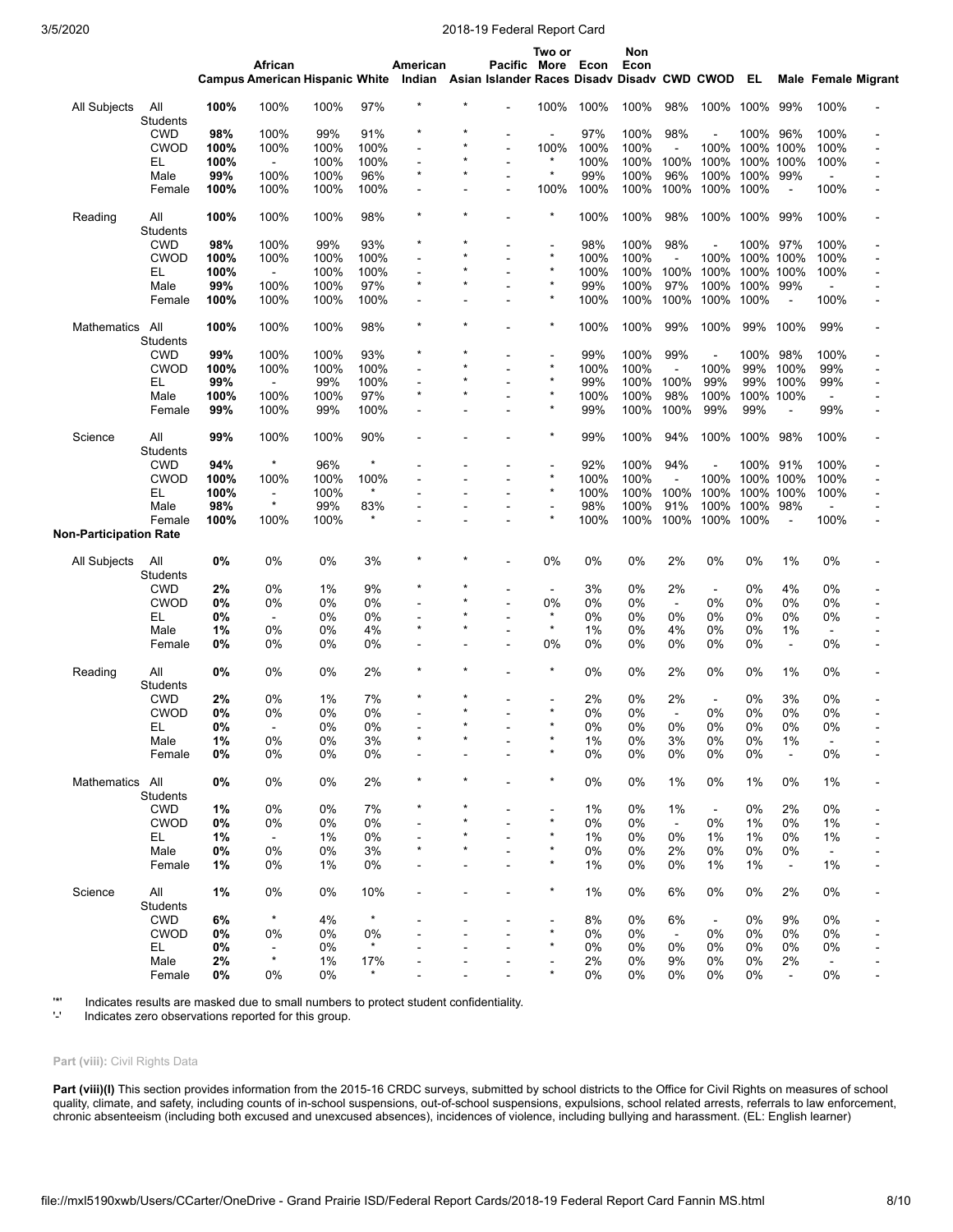| | | Campus | African American | Hispanic | White | American Indian | Asian | Pacific Islander | Two or More Races | Econ Disadv | Non Econ Disadv | CWD | CWOD | EL | Male | Female | Migrant |
|---|---|---|---|---|---|---|---|---|---|---|---|---|---|---|---|---|---|
| All Subjects | All Students | **100%** | 100% | 100% | 97% | * | * | - | 100% | 100% | 100% | 98% | 100% | 100% | 99% | 100% | - |
| | CWD | **98%** | 100% | 99% | 91% | * | * | - | - | 97% | 100% | 98% | - | 100% | 96% | 100% | - |
| | CWOD | **100%** | 100% | 100% | 100% | - | * | - | 100% | 100% | 100% | - | 100% | 100% | 100% | 100% | - |
| | EL | **100%** | - | 100% | 100% | - | * | - | * | 100% | 100% | 100% | 100% | 100% | 100% | 100% | - |
| | Male | **99%** | 100% | 100% | 96% | * | * | - | * | 99% | 100% | 96% | 100% | 100% | 99% | - | - |
| | Female | **100%** | 100% | 100% | 100% | - | - | - | 100% | 100% | 100% | 100% | 100% | 100% | - | 100% | - |
| Reading | All Students | **100%** | 100% | 100% | 98% | * | * | - | * | 100% | 100% | 98% | 100% | 100% | 99% | 100% | - |
| | CWD | **98%** | 100% | 99% | 93% | * | * | - | - | 98% | 100% | 98% | - | 100% | 97% | 100% | - |
| | CWOD | **100%** | 100% | 100% | 100% | - | * | - | * | 100% | 100% | - | 100% | 100% | 100% | 100% | - |
| | EL | **100%** | - | 100% | 100% | - | * | - | * | 100% | 100% | 100% | 100% | 100% | 100% | 100% | - |
| | Male | **99%** | 100% | 100% | 97% | * | * | - | * | 99% | 100% | 97% | 100% | 100% | 99% | - | - |
| | Female | **100%** | 100% | 100% | 100% | - | - | - | * | 100% | 100% | 100% | 100% | 100% | - | 100% | - |
| Mathematics | All Students | **100%** | 100% | 100% | 98% | * | * | - | * | 100% | 100% | 99% | 100% | 99% | 100% | 99% | - |
| | CWD | **99%** | 100% | 100% | 93% | * | * | - | - | 99% | 100% | 99% | - | 100% | 98% | 100% | - |
| | CWOD | **100%** | 100% | 100% | 100% | - | * | - | * | 100% | 100% | - | 100% | 99% | 100% | 99% | - |
| | EL | **99%** | - | 99% | 100% | - | * | - | * | 99% | 100% | 100% | 99% | 99% | 100% | 99% | - |
| | Male | **100%** | 100% | 100% | 97% | * | * | - | * | 100% | 100% | 98% | 100% | 100% | 100% | - | - |
| | Female | **99%** | 100% | 99% | 100% | - | - | - | * | 99% | 100% | 100% | 99% | 99% | - | 99% | - |
| Science | All Students | **99%** | 100% | 100% | 90% | - | - | - | * | 99% | 100% | 94% | 100% | 100% | 98% | 100% | - |
| | CWD | **94%** | * | 96% | * | - | - | - | - | 92% | 100% | 94% | - | 100% | 91% | 100% | - |
| | CWOD | **100%** | 100% | 100% | 100% | - | - | - | * | 100% | 100% | - | 100% | 100% | 100% | 100% | - |
| | EL | **100%** | - | 100% | * | - | - | - | * | 100% | 100% | 100% | 100% | 100% | 100% | 100% | - |
| | Male | **98%** | * | 99% | 83% | - | - | - | - | 98% | 100% | 91% | 100% | 100% | 98% | - | - |
| | Female | **100%** | 100% | 100% | * | - | - | - | * | 100% | 100% | 100% | 100% | 100% | - | 100% | - |
| **Non-Participation Rate** | | | | | | | | | | | | | | | | | |
| All Subjects | All Students | **0%** | 0% | 0% | 3% | * | * | - | 0% | 0% | 0% | 2% | 0% | 0% | 1% | 0% | - |
| | CWD | **2%** | 0% | 1% | 9% | * | * | - | - | 3% | 0% | 2% | - | 0% | 4% | 0% | - |
| | CWOD | **0%** | 0% | 0% | 0% | - | * | - | 0% | 0% | 0% | - | 0% | 0% | 0% | 0% | - |
| | EL | **0%** | - | 0% | 0% | - | * | - | * | 0% | 0% | 0% | 0% | 0% | 0% | 0% | - |
| | Male | **1%** | 0% | 0% | 4% | * | * | - | * | 1% | 0% | 4% | 0% | 0% | 1% | - | - |
| | Female | **0%** | 0% | 0% | 0% | - | - | - | 0% | 0% | 0% | 0% | 0% | 0% | - | 0% | - |
| Reading | All Students | **0%** | 0% | 0% | 2% | * | * | - | * | 0% | 0% | 2% | 0% | 0% | 1% | 0% | - |
| | CWD | **2%** | 0% | 1% | 7% | * | * | - | - | 2% | 0% | 2% | - | 0% | 3% | 0% | - |
| | CWOD | **0%** | 0% | 0% | 0% | - | * | - | * | 0% | 0% | - | 0% | 0% | 0% | 0% | - |
| | EL | **0%** | - | 0% | 0% | - | * | - | * | 0% | 0% | 0% | 0% | 0% | 0% | 0% | - |
| | Male | **1%** | 0% | 0% | 3% | * | * | - | * | 1% | 0% | 3% | 0% | 0% | 1% | - | - |
| | Female | **0%** | 0% | 0% | 0% | - | - | - | * | 0% | 0% | 0% | 0% | 0% | - | 0% | - |
| Mathematics | All Students | **0%** | 0% | 0% | 2% | * | * | - | * | 0% | 0% | 1% | 0% | 1% | 0% | 1% | - |
| | CWD | **1%** | 0% | 0% | 7% | * | * | - | - | 1% | 0% | 1% | - | 0% | 2% | 0% | - |
| | CWOD | **0%** | 0% | 0% | 0% | - | * | - | * | 0% | 0% | - | 0% | 1% | 0% | 1% | - |
| | EL | **1%** | - | 1% | 0% | - | * | - | * | 1% | 0% | 0% | 1% | 1% | 0% | 1% | - |
| | Male | **0%** | 0% | 0% | 3% | * | * | - | * | 0% | 0% | 2% | 0% | 0% | 0% | - | - |
| | Female | **1%** | 0% | 1% | 0% | - | - | - | * | 1% | 0% | 0% | 1% | 1% | - | 1% | - |
| Science | All Students | **1%** | 0% | 0% | 10% | - | - | - | * | 1% | 0% | 6% | 0% | 0% | 2% | 0% | - |
| | CWD | **6%** | * | 4% | * | - | - | - | - | 8% | 0% | 6% | - | 0% | 9% | 0% | - |
| | CWOD | **0%** | 0% | 0% | 0% | - | - | - | * | 0% | 0% | - | 0% | 0% | 0% | 0% | - |
| | EL | **0%** | - | 0% | * | - | - | - | * | 0% | 0% | 0% | 0% | 0% | 0% | 0% | - |
| | Male | **2%** | * | 1% | 17% | - | - | - | - | 2% | 0% | 9% | 0% | 0% | 2% | - | - |
| | Female | **0%** | 0% | 0% | * | - | - | - | * | 0% | 0% | 0% | 0% | 0% | - | 0% | - |

'*' Indicates results are masked due to small numbers to protect student confidentiality.
'-' Indicates zero observations reported for this group.

**Part (viii):** Civil Rights Data

**Part (viii)(I)** This section provides information from the 2015-16 CRDC surveys, submitted by school districts to the Office for Civil Rights on measures of school quality, climate, and safety, including counts of in-school suspensions, out-of-school suspensions, expulsions, school related arrests, referrals to law enforcement, chronic absenteeism (including both excused and unexcused absences), incidences of violence, including bullying and harassment. (EL: English learner)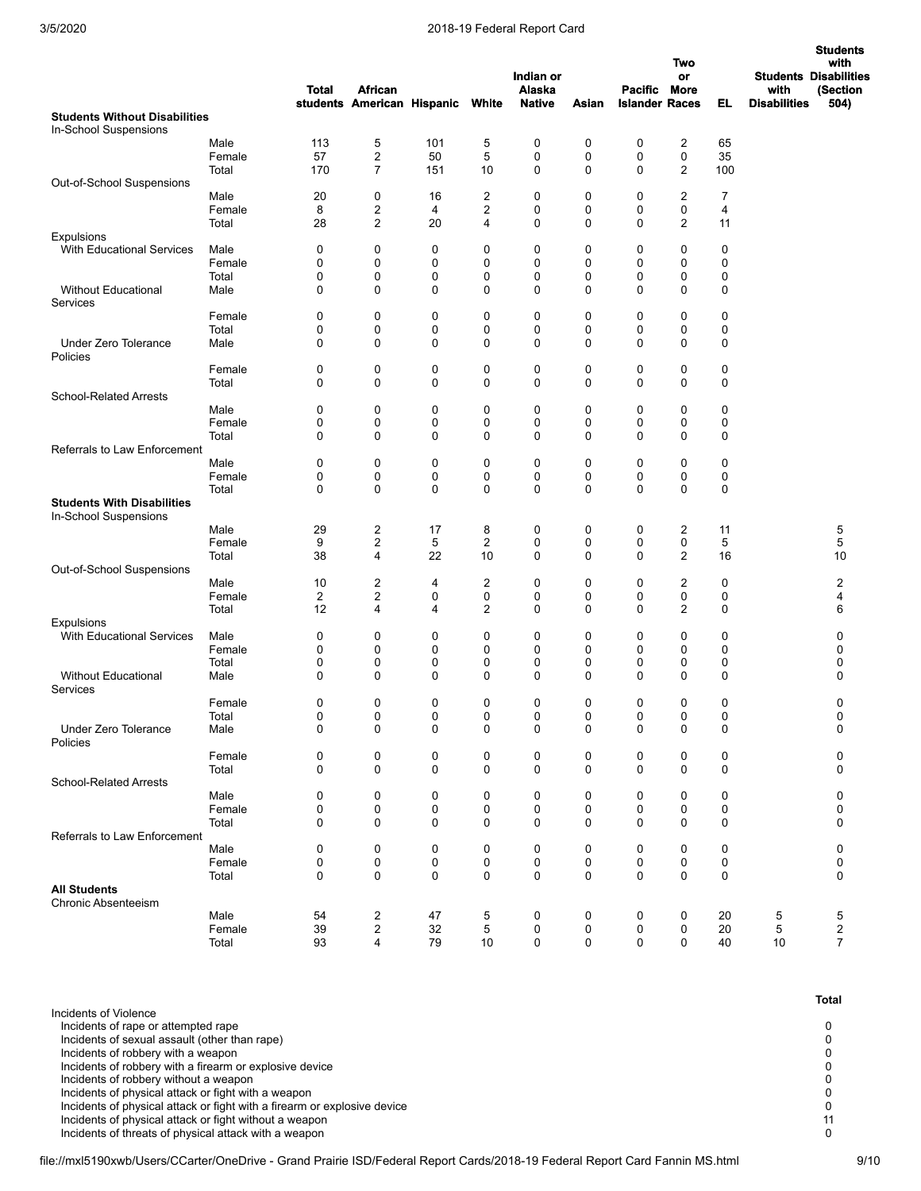| | | Total students | African American | Hispanic | White | Indian or Alaska Native | Asian | Pacific Islander | Two or More Races | EL | Students with Disabilities | Students with Disabilities (Section 504) |
|---|---|---|---|---|---|---|---|---|---|---|---|---|
| **Students Without Disabilities** | | | | | | | | | | | | |
| In-School Suspensions | | | | | | | | | | | | |
| | Male | 113 | 5 | 101 | 5 | 0 | 0 | 0 | 2 | 65 | | |
| | Female | 57 | 2 | 50 | 5 | 0 | 0 | 0 | 0 | 35 | | |
| | Total | 170 | 7 | 151 | 10 | 0 | 0 | 0 | 2 | 100 | | |
| Out-of-School Suspensions | | | | | | | | | | | | |
| | Male | 20 | 0 | 16 | 2 | 0 | 0 | 0 | 2 | 7 | | |
| | Female | 8 | 2 | 4 | 2 | 0 | 0 | 0 | 0 | 4 | | |
| | Total | 28 | 2 | 20 | 4 | 0 | 0 | 0 | 2 | 11 | | |
| Expulsions | | | | | | | | | | | | |
| With Educational Services | Male | 0 | 0 | 0 | 0 | 0 | 0 | 0 | 0 | 0 | | |
| | Female | 0 | 0 | 0 | 0 | 0 | 0 | 0 | 0 | 0 | | |
| | Total | 0 | 0 | 0 | 0 | 0 | 0 | 0 | 0 | 0 | | |
| Without Educational Services | Male | 0 | 0 | 0 | 0 | 0 | 0 | 0 | 0 | 0 | | |
| | Female | 0 | 0 | 0 | 0 | 0 | 0 | 0 | 0 | 0 | | |
| | Total | 0 | 0 | 0 | 0 | 0 | 0 | 0 | 0 | 0 | | |
| Under Zero Tolerance Policies | Male | 0 | 0 | 0 | 0 | 0 | 0 | 0 | 0 | 0 | | |
| | Female | 0 | 0 | 0 | 0 | 0 | 0 | 0 | 0 | 0 | | |
| | Total | 0 | 0 | 0 | 0 | 0 | 0 | 0 | 0 | 0 | | |
| School-Related Arrests | | | | | | | | | | | | |
| | Male | 0 | 0 | 0 | 0 | 0 | 0 | 0 | 0 | 0 | | |
| | Female | 0 | 0 | 0 | 0 | 0 | 0 | 0 | 0 | 0 | | |
| | Total | 0 | 0 | 0 | 0 | 0 | 0 | 0 | 0 | 0 | | |
| Referrals to Law Enforcement | | | | | | | | | | | | |
| | Male | 0 | 0 | 0 | 0 | 0 | 0 | 0 | 0 | 0 | | |
| | Female | 0 | 0 | 0 | 0 | 0 | 0 | 0 | 0 | 0 | | |
| | Total | 0 | 0 | 0 | 0 | 0 | 0 | 0 | 0 | 0 | | |
| **Students With Disabilities** | | | | | | | | | | | | |
| In-School Suspensions | | | | | | | | | | | | |
| | Male | 29 | 2 | 17 | 8 | 0 | 0 | 0 | 2 | 11 | | 5 |
| | Female | 9 | 2 | 5 | 2 | 0 | 0 | 0 | 0 | 5 | | 5 |
| | Total | 38 | 4 | 22 | 10 | 0 | 0 | 0 | 2 | 16 | | 10 |
| Out-of-School Suspensions | | | | | | | | | | | | |
| | Male | 10 | 2 | 4 | 2 | 0 | 0 | 0 | 2 | 0 | | 2 |
| | Female | 2 | 2 | 0 | 0 | 0 | 0 | 0 | 0 | 0 | | 4 |
| | Total | 12 | 4 | 4 | 2 | 0 | 0 | 0 | 2 | 0 | | 6 |
| Expulsions | | | | | | | | | | | | |
| With Educational Services | Male | 0 | 0 | 0 | 0 | 0 | 0 | 0 | 0 | 0 | | 0 |
| | Female | 0 | 0 | 0 | 0 | 0 | 0 | 0 | 0 | 0 | | 0 |
| | Total | 0 | 0 | 0 | 0 | 0 | 0 | 0 | 0 | 0 | | 0 |
| Without Educational Services | Male | 0 | 0 | 0 | 0 | 0 | 0 | 0 | 0 | 0 | | 0 |
| | Female | 0 | 0 | 0 | 0 | 0 | 0 | 0 | 0 | 0 | | 0 |
| | Total | 0 | 0 | 0 | 0 | 0 | 0 | 0 | 0 | 0 | | 0 |
| Under Zero Tolerance Policies | Male | 0 | 0 | 0 | 0 | 0 | 0 | 0 | 0 | 0 | | 0 |
| | Female | 0 | 0 | 0 | 0 | 0 | 0 | 0 | 0 | 0 | | 0 |
| | Total | 0 | 0 | 0 | 0 | 0 | 0 | 0 | 0 | 0 | | 0 |
| School-Related Arrests | | | | | | | | | | | | |
| | Male | 0 | 0 | 0 | 0 | 0 | 0 | 0 | 0 | 0 | | 0 |
| | Female | 0 | 0 | 0 | 0 | 0 | 0 | 0 | 0 | 0 | | 0 |
| | Total | 0 | 0 | 0 | 0 | 0 | 0 | 0 | 0 | 0 | | 0 |
| Referrals to Law Enforcement | | | | | | | | | | | | |
| | Male | 0 | 0 | 0 | 0 | 0 | 0 | 0 | 0 | 0 | | 0 |
| | Female | 0 | 0 | 0 | 0 | 0 | 0 | 0 | 0 | 0 | | 0 |
| | Total | 0 | 0 | 0 | 0 | 0 | 0 | 0 | 0 | 0 | | 0 |
| **All Students** | | | | | | | | | | | | |
| Chronic Absenteeism | | | | | | | | | | | | |
| | Male | 54 | 2 | 47 | 5 | 0 | 0 | 0 | 0 | 20 | 5 | 5 |
| | Female | 39 | 2 | 32 | 5 | 0 | 0 | 0 | 0 | 20 | 5 | 2 |
| | Total | 93 | 4 | 79 | 10 | 0 | 0 | 0 | 0 | 40 | 10 | 7 |

| | Total |
|---|---|
| Incidents of Violence | |
| Incidents of rape or attempted rape | 0 |
| Incidents of sexual assault (other than rape) | 0 |
| Incidents of robbery with a weapon | 0 |
| Incidents of robbery with a firearm or explosive device | 0 |
| Incidents of robbery without a weapon | 0 |
| Incidents of physical attack or fight with a weapon | 0 |
| Incidents of physical attack or fight with a firearm or explosive device | 0 |
| Incidents of physical attack or fight without a weapon | 11 |
| Incidents of threats of physical attack with a weapon | 0 |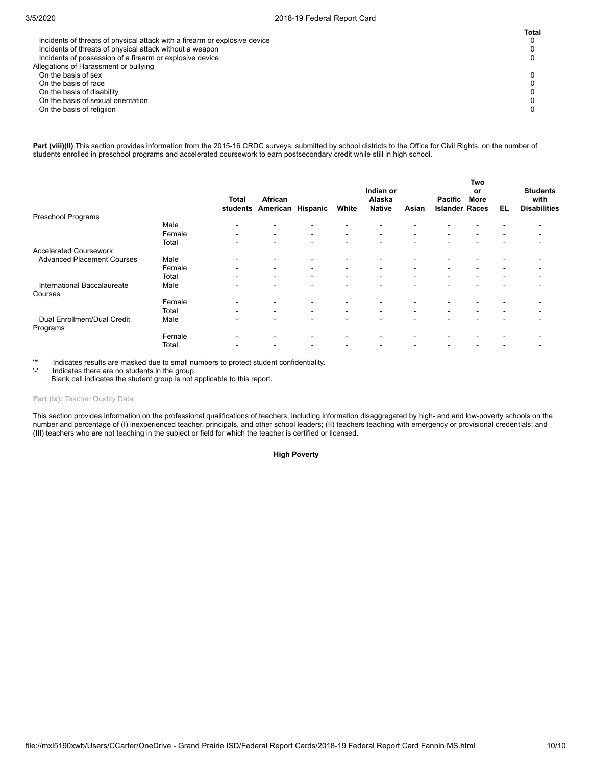| | Total |
|---|---|
| Incidents of threats of physical attack with a firearm or explosive device | 0 |
| Incidents of threats of physical attack without a weapon | 0 |
| Incidents of possession of a firearm or explosive device | 0 |
| Allegations of Harassment or bullying | |
| On the basis of sex | 0 |
| On the basis of race | 0 |
| On the basis of disability | 0 |
| On the basis of sexual orientation | 0 |
| On the basis of religiion | 0 |

**Part (viii)(II)** This section provides information from the 2015-16 CRDC surveys, submitted by school districts to the Office for Civil Rights, on the number of students enrolled in preschool programs and accelerated coursework to earn postsecondary credit while still in high school.

| | | Total students | African American | Hispanic | White | Indian or Alaska Native | Asian | Pacific Islander | Two or More Races | EL | Students with Disabilities |
|---|---|---|---|---|---|---|---|---|---|---|---|
| Preschool Programs | | | | | | | | | | | |
| | Male | - | - | - | - | - | - | - | - | - | - |
| | Female | - | - | - | - | - | - | - | - | - | - |
| | Total | - | - | - | - | - | - | - | - | - | - |
| Accelerated Coursework | | | | | | | | | | | |
| Advanced Placement Courses | Male | - | - | - | - | - | - | - | - | - | - |
| | Female | - | - | - | - | - | - | - | - | - | - |
| | Total | - | - | - | - | - | - | - | - | - | - |
| International Baccalaureate Courses | Male | - | - | - | - | - | - | - | - | - | - |
| | Female | - | - | - | - | - | - | - | - | - | - |
| | Total | - | - | - | - | - | - | - | - | - | - |
| Dual Enrollment/Dual Credit Programs | Male | - | - | - | - | - | - | - | - | - | - |
| | Female | - | - | - | - | - | - | - | - | - | - |
| | Total | - | - | - | - | - | - | - | - | - | - |

'*' Indicates results are masked due to small numbers to protect student confidentiality.
'-' Indicates there are no students in the group.
Blank cell indicates the student group is not applicable to this report.

**Part (ix):** Teacher Quality Data

This section provides information on the professional qualifications of teachers, including information disaggregated by high- and and low-poverty schools on the number and percentage of (I) inexperienced teacher, principals, and other school leaders; (II) teachers teaching with emergency or provisional credentials; and (III) teachers who are not teaching in the subject or field for which the teacher is certified or licensed.

**High Poverty**